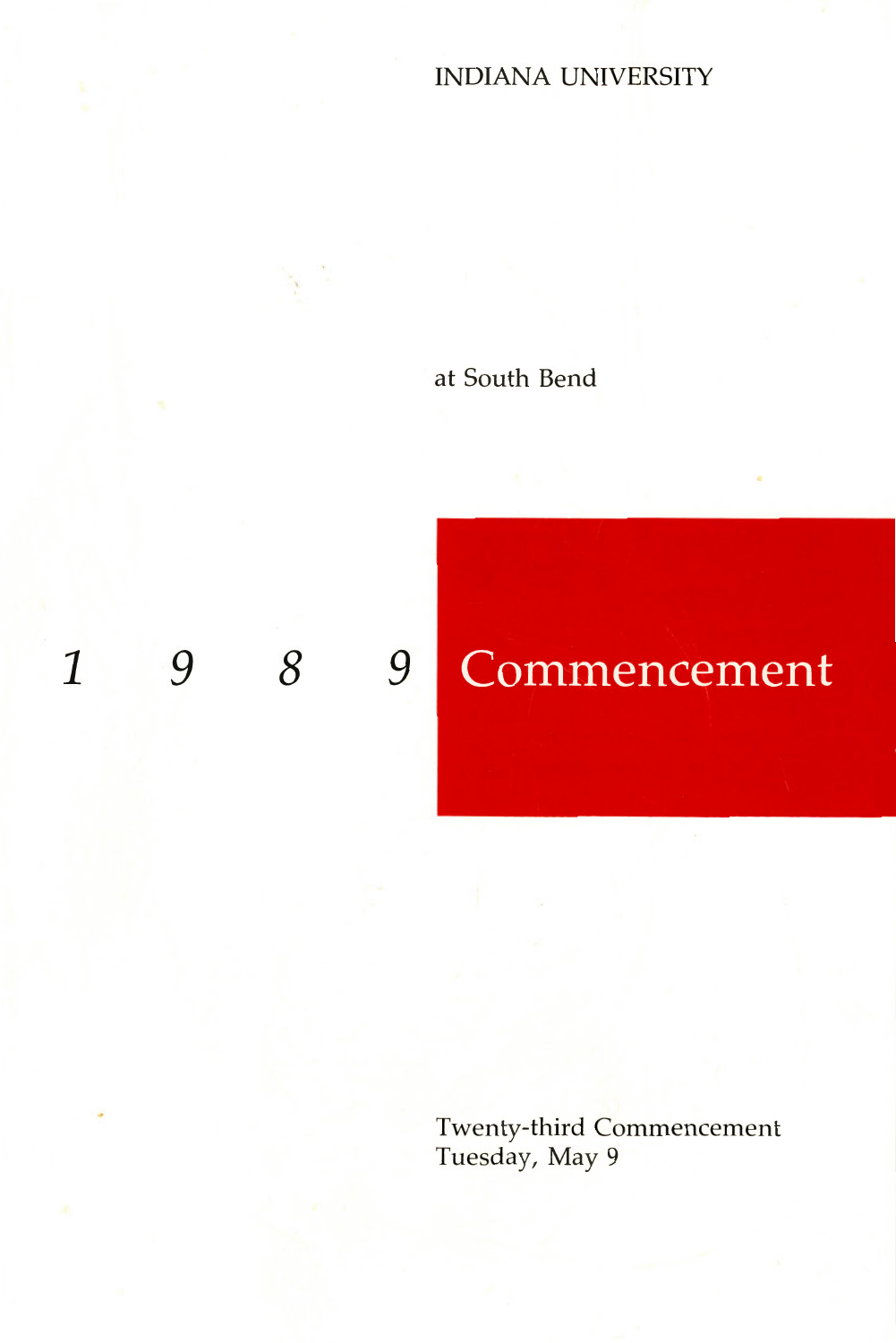INDIANA UNIVERSITY

at South Bend

# 1 9 8 9 Commencement

Twenty-third Commencement
Tuesday, May 9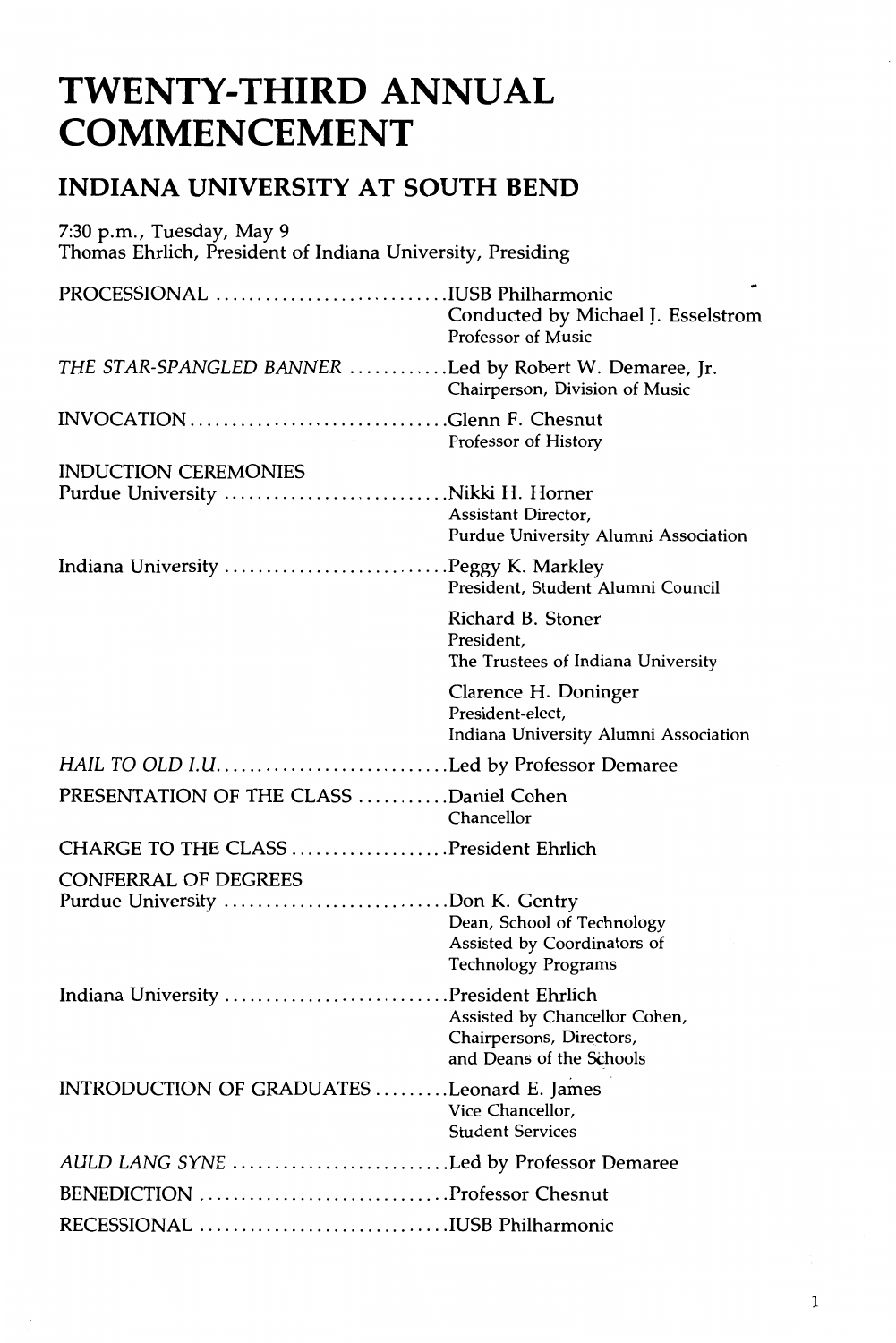# TWENTY-THIRD ANNUAL COMMENCEMENT

## INDIANA UNIVERSITY AT SOUTH BEND

7:30 p.m., Tuesday, May 9
Thomas Ehrlich, President of Indiana University, Presiding

PROCESSIONAL ............................ IUSB Philharmonic
Conducted by Michael J. Esselstrom
Professor of Music

*THE STAR-SPANGLED BANNER* ............ Led by Robert W. Demaree, Jr.
Chairperson, Division of Music

INVOCATION ............................... Glenn F. Chesnut
Professor of History

INDUCTION CEREMONIES

Purdue University ........................... Nikki H. Horner
Assistant Director,
Purdue University Alumni Association

Indiana University ........................... Peggy K. Markley
President, Student Alumni Council

Richard B. Stoner
President,
The Trustees of Indiana University

Clarence H. Doninger
President-elect,
Indiana University Alumni Association

*HAIL TO OLD I.U.* ............................ Led by Professor Demaree

PRESENTATION OF THE CLASS ........... Daniel Cohen
Chancellor

CHARGE TO THE CLASS ................... President Ehrlich

CONFERRAL OF DEGREES

Purdue University ........................... Don K. Gentry
Dean, School of Technology
Assisted by Coordinators of
Technology Programs

Indiana University ........................... President Ehrlich
Assisted by Chancellor Cohen,
Chairpersons, Directors,
and Deans of the Schools

INTRODUCTION OF GRADUATES ......... Leonard E. James
Vice Chancellor,
Student Services

*AULD LANG SYNE* .......................... Led by Professor Demaree

BENEDICTION .............................. Professor Chesnut

RECESSIONAL .............................. IUSB Philharmonic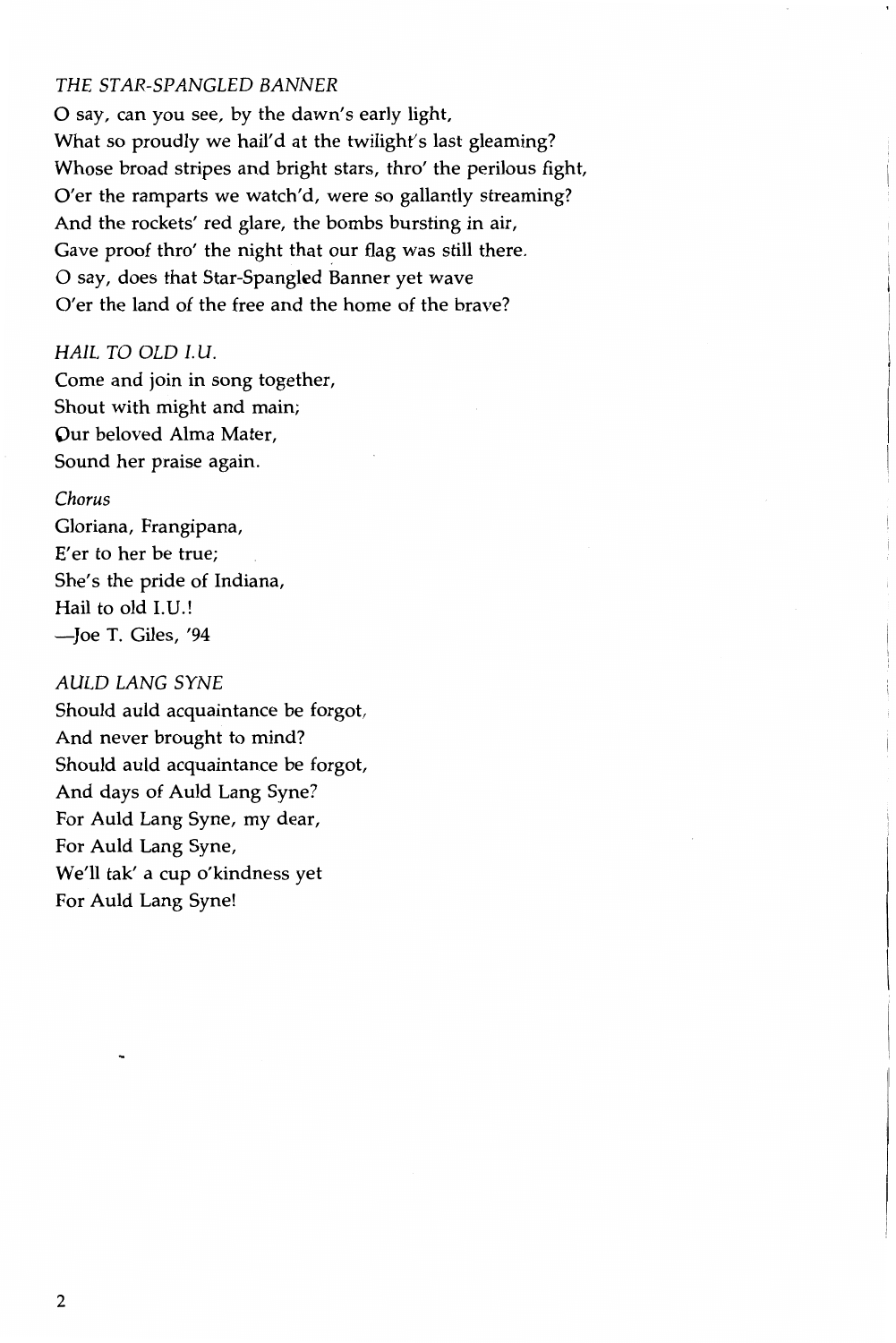*THE STAR-SPANGLED BANNER*

O say, can you see, by the dawn's early light,
What so proudly we hail'd at the twilight's last gleaming?
Whose broad stripes and bright stars, thro' the perilous fight,
O'er the ramparts we watch'd, were so gallantly streaming?
And the rockets' red glare, the bombs bursting in air,
Gave proof thro' the night that our flag was still there.
O say, does that Star-Spangled Banner yet wave
O'er the land of the free and the home of the brave?

*HAIL TO OLD I.U.*

Come and join in song together,
Shout with might and main;
Our beloved Alma Mater,
Sound her praise again.

*Chorus*

Gloriana, Frangipana,
E'er to her be true;
She's the pride of Indiana,
Hail to old I.U.!
—Joe T. Giles, '94

*AULD LANG SYNE*

Should auld acquaintance be forgot,
And never brought to mind?
Should auld acquaintance be forgot,
And days of Auld Lang Syne?
For Auld Lang Syne, my dear,
For Auld Lang Syne,
We'll tak' a cup o'kindness yet
For Auld Lang Syne!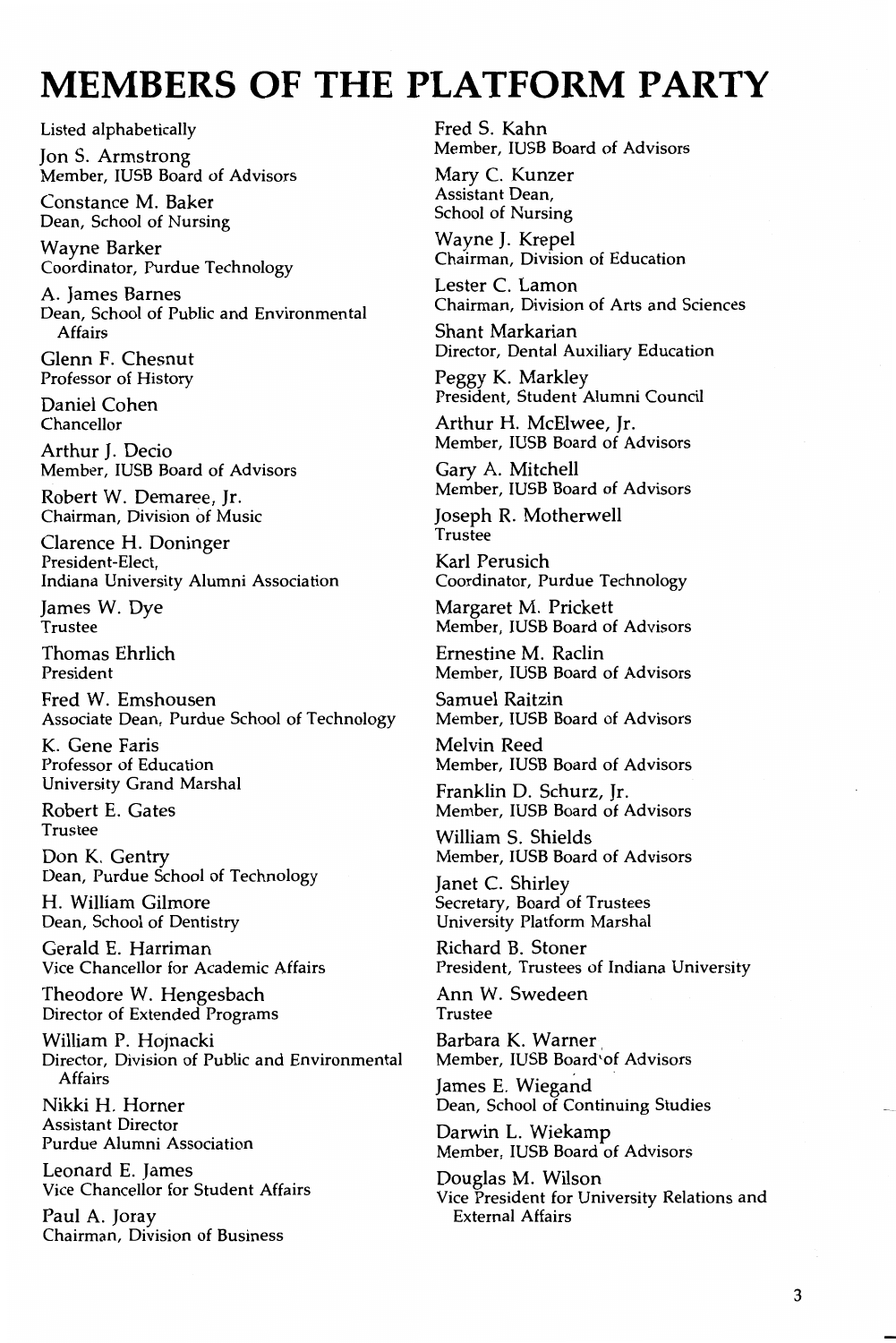# MEMBERS OF THE PLATFORM PARTY

Listed alphabetically

Jon S. Armstrong
Member, IUSB Board of Advisors

Constance M. Baker
Dean, School of Nursing

Wayne Barker
Coordinator, Purdue Technology

A. James Barnes
Dean, School of Public and Environmental Affairs

Glenn F. Chesnut
Professor of History

Daniel Cohen
Chancellor

Arthur J. Decio
Member, IUSB Board of Advisors

Robert W. Demaree, Jr.
Chairman, Division of Music

Clarence H. Doninger
President-Elect,
Indiana University Alumni Association

James W. Dye
Trustee

Thomas Ehrlich
President

Fred W. Emshousen
Associate Dean, Purdue School of Technology

K. Gene Faris
Professor of Education
University Grand Marshal

Robert E. Gates
Trustee

Don K. Gentry
Dean, Purdue School of Technology

H. William Gilmore
Dean, School of Dentistry

Gerald E. Harriman
Vice Chancellor for Academic Affairs

Theodore W. Hengesbach
Director of Extended Programs

William P. Hojnacki
Director, Division of Public and Environmental Affairs

Nikki H. Horner
Assistant Director
Purdue Alumni Association

Leonard E. James
Vice Chancellor for Student Affairs

Paul A. Joray
Chairman, Division of Business

Fred S. Kahn
Member, IUSB Board of Advisors

Mary C. Kunzer
Assistant Dean,
School of Nursing

Wayne J. Krepel
Chairman, Division of Education

Lester C. Lamon
Chairman, Division of Arts and Sciences

Shant Markarian
Director, Dental Auxiliary Education

Peggy K. Markley
President, Student Alumni Council

Arthur H. McElwee, Jr.
Member, IUSB Board of Advisors

Gary A. Mitchell
Member, IUSB Board of Advisors

Joseph R. Motherwell
Trustee

Karl Perusich
Coordinator, Purdue Technology

Margaret M. Prickett
Member, IUSB Board of Advisors

Ernestine M. Raclin
Member, IUSB Board of Advisors

Samuel Raitzin
Member, IUSB Board of Advisors

Melvin Reed
Member, IUSB Board of Advisors

Franklin D. Schurz, Jr.
Member, IUSB Board of Advisors

William S. Shields
Member, IUSB Board of Advisors

Janet C. Shirley
Secretary, Board of Trustees
University Platform Marshal

Richard B. Stoner
President, Trustees of Indiana University

Ann W. Swedeen
Trustee

Barbara K. Warner
Member, IUSB Board of Advisors

James E. Wiegand
Dean, School of Continuing Studies

Darwin L. Wiekamp
Member, IUSB Board of Advisors

Douglas M. Wilson
Vice President for University Relations and External Affairs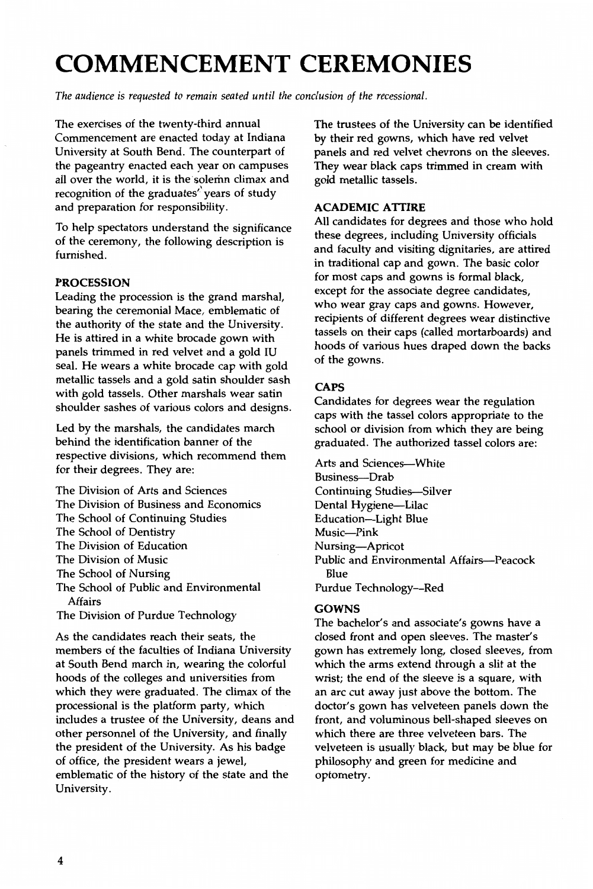# COMMENCEMENT CEREMONIES

*The audience is requested to remain seated until the conclusion of the recessional.*

The exercises of the twenty-third annual Commencement are enacted today at Indiana University at South Bend. The counterpart of the pageantry enacted each year on campuses all over the world, it is the solemn climax and recognition of the graduates' years of study and preparation for responsibility.

To help spectators understand the significance of the ceremony, the following description is furnished.

### PROCESSION

Leading the procession is the grand marshal, bearing the ceremonial Mace, emblematic of the authority of the state and the University. He is attired in a white brocade gown with panels trimmed in red velvet and a gold IU seal. He wears a white brocade cap with gold metallic tassels and a gold satin shoulder sash with gold tassels. Other marshals wear satin shoulder sashes of various colors and designs.

Led by the marshals, the candidates march behind the identification banner of the respective divisions, which recommend them for their degrees. They are:

The Division of Arts and Sciences
The Division of Business and Economics
The School of Continuing Studies
The School of Dentistry
The Division of Education
The Division of Music
The School of Nursing
The School of Public and Environmental Affairs
The Division of Purdue Technology

As the candidates reach their seats, the members of the faculties of Indiana University at South Bend march in, wearing the colorful hoods of the colleges and universities from which they were graduated. The climax of the processional is the platform party, which includes a trustee of the University, deans and other personnel of the University, and finally the president of the University. As his badge of office, the president wears a jewel, emblematic of the history of the state and the University.

The trustees of the University can be identified by their red gowns, which have red velvet panels and red velvet chevrons on the sleeves. They wear black caps trimmed in cream with gold metallic tassels.

### ACADEMIC ATTIRE

All candidates for degrees and those who hold these degrees, including University officials and faculty and visiting dignitaries, are attired in traditional cap and gown. The basic color for most caps and gowns is formal black, except for the associate degree candidates, who wear gray caps and gowns. However, recipients of different degrees wear distinctive tassels on their caps (called mortarboards) and hoods of various hues draped down the backs of the gowns.

### CAPS

Candidates for degrees wear the regulation caps with the tassel colors appropriate to the school or division from which they are being graduated. The authorized tassel colors are:

Arts and Sciences—White
Business—Drab
Continuing Studies—Silver
Dental Hygiene—Lilac
Education—Light Blue
Music—Pink
Nursing—Apricot
Public and Environmental Affairs—Peacock Blue
Purdue Technology—Red

### GOWNS

The bachelor's and associate's gowns have a closed front and open sleeves. The master's gown has extremely long, closed sleeves, from which the arms extend through a slit at the wrist; the end of the sleeve is a square, with an arc cut away just above the bottom. The doctor's gown has velveteen panels down the front, and voluminous bell-shaped sleeves on which there are three velveteen bars. The velveteen is usually black, but may be blue for philosophy and green for medicine and optometry.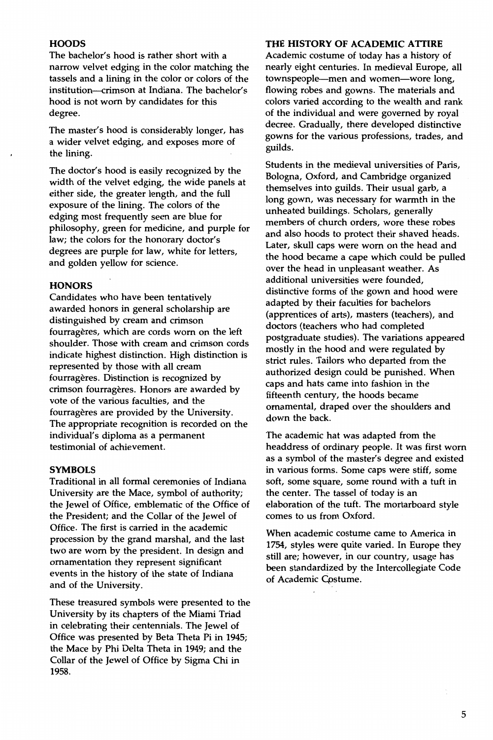## HOODS

The bachelor's hood is rather short with a narrow velvet edging in the color matching the tassels and a lining in the color or colors of the institution—crimson at Indiana. The bachelor's hood is not worn by candidates for this degree.

The master's hood is considerably longer, has a wider velvet edging, and exposes more of the lining.

The doctor's hood is easily recognized by the width of the velvet edging, the wide panels at either side, the greater length, and the full exposure of the lining. The colors of the edging most frequently seen are blue for philosophy, green for medicine, and purple for law; the colors for the honorary doctor's degrees are purple for law, white for letters, and golden yellow for science.

## HONORS

Candidates who have been tentatively awarded honors in general scholarship are distinguished by cream and crimson fourragères, which are cords worn on the left shoulder. Those with cream and crimson cords indicate highest distinction. High distinction is represented by those with all cream fourragères. Distinction is recognized by crimson fourragères. Honors are awarded by vote of the various faculties, and the fourragères are provided by the University. The appropriate recognition is recorded on the individual's diploma as a permanent testimonial of achievement.

## SYMBOLS

Traditional in all formal ceremonies of Indiana University are the Mace, symbol of authority; the Jewel of Office, emblematic of the Office of the President; and the Collar of the Jewel of Office. The first is carried in the academic procession by the grand marshal, and the last two are worn by the president. In design and ornamentation they represent significant events in the history of the state of Indiana and of the University.

These treasured symbols were presented to the University by its chapters of the Miami Triad in celebrating their centennials. The Jewel of Office was presented by Beta Theta Pi in 1945; the Mace by Phi Delta Theta in 1949; and the Collar of the Jewel of Office by Sigma Chi in 1958.

## THE HISTORY OF ACADEMIC ATTIRE

Academic costume of today has a history of nearly eight centuries. In medieval Europe, all townspeople—men and women—wore long, flowing robes and gowns. The materials and colors varied according to the wealth and rank of the individual and were governed by royal decree. Gradually, there developed distinctive gowns for the various professions, trades, and guilds.

Students in the medieval universities of Paris, Bologna, Oxford, and Cambridge organized themselves into guilds. Their usual garb, a long gown, was necessary for warmth in the unheated buildings. Scholars, generally members of church orders, wore these robes and also hoods to protect their shaved heads. Later, skull caps were worn on the head and the hood became a cape which could be pulled over the head in unpleasant weather. As additional universities were founded, distinctive forms of the gown and hood were adapted by their faculties for bachelors (apprentices of arts), masters (teachers), and doctors (teachers who had completed postgraduate studies). The variations appeared mostly in the hood and were regulated by strict rules. Tailors who departed from the authorized design could be punished. When caps and hats came into fashion in the fifteenth century, the hoods became ornamental, draped over the shoulders and down the back.

The academic hat was adapted from the headdress of ordinary people. It was first worn as a symbol of the master's degree and existed in various forms. Some caps were stiff, some soft, some square, some round with a tuft in the center. The tassel of today is an elaboration of the tuft. The mortarboard style comes to us from Oxford.

When academic costume came to America in 1754, styles were quite varied. In Europe they still are; however, in our country, usage has been standardized by the Intercollegiate Code of Academic Costume.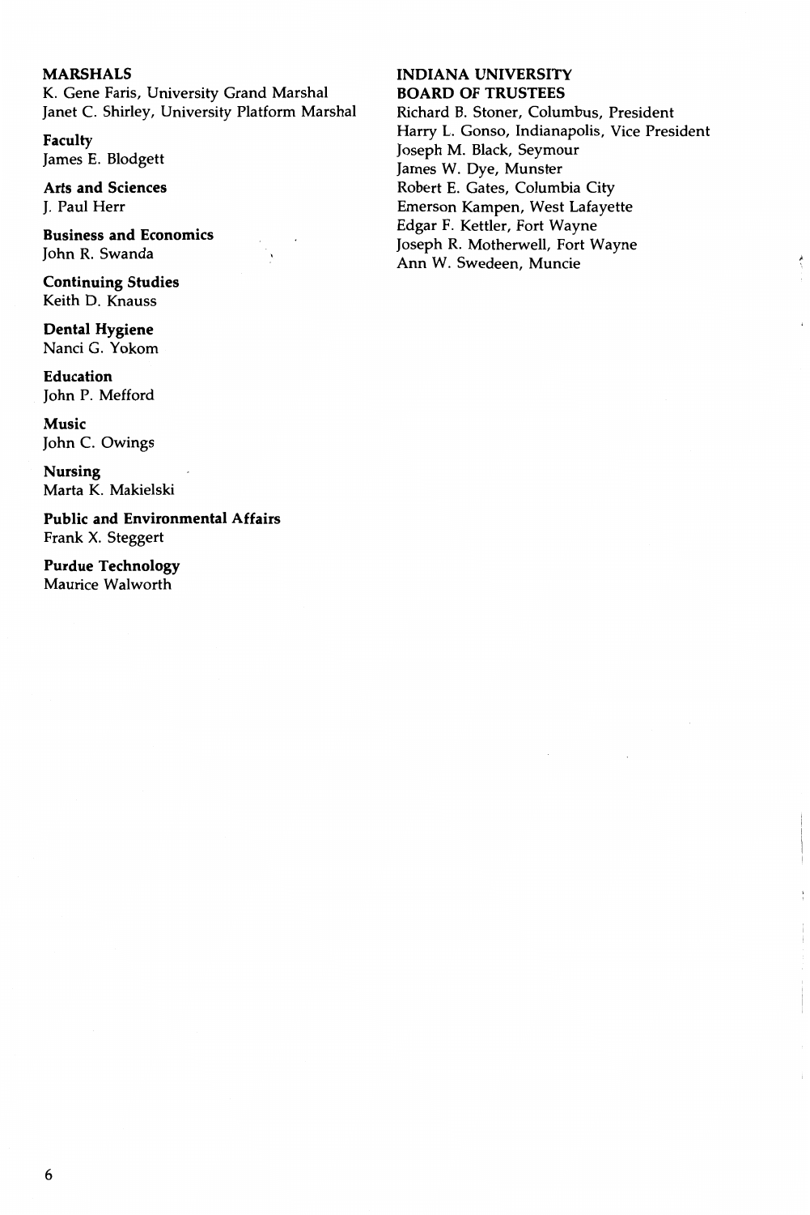## MARSHALS

K. Gene Faris, University Grand Marshal
Janet C. Shirley, University Platform Marshal

**Faculty**
James E. Blodgett

**Arts and Sciences**
J. Paul Herr

**Business and Economics**
John R. Swanda

**Continuing Studies**
Keith D. Knauss

**Dental Hygiene**
Nanci G. Yokom

**Education**
John P. Mefford

**Music**
John C. Owings

**Nursing**
Marta K. Makielski

**Public and Environmental Affairs**
Frank X. Steggert

**Purdue Technology**
Maurice Walworth

## INDIANA UNIVERSITY BOARD OF TRUSTEES

Richard B. Stoner, Columbus, President
Harry L. Gonso, Indianapolis, Vice President
Joseph M. Black, Seymour
James W. Dye, Munster
Robert E. Gates, Columbia City
Emerson Kampen, West Lafayette
Edgar F. Kettler, Fort Wayne
Joseph R. Motherwell, Fort Wayne
Ann W. Swedeen, Muncie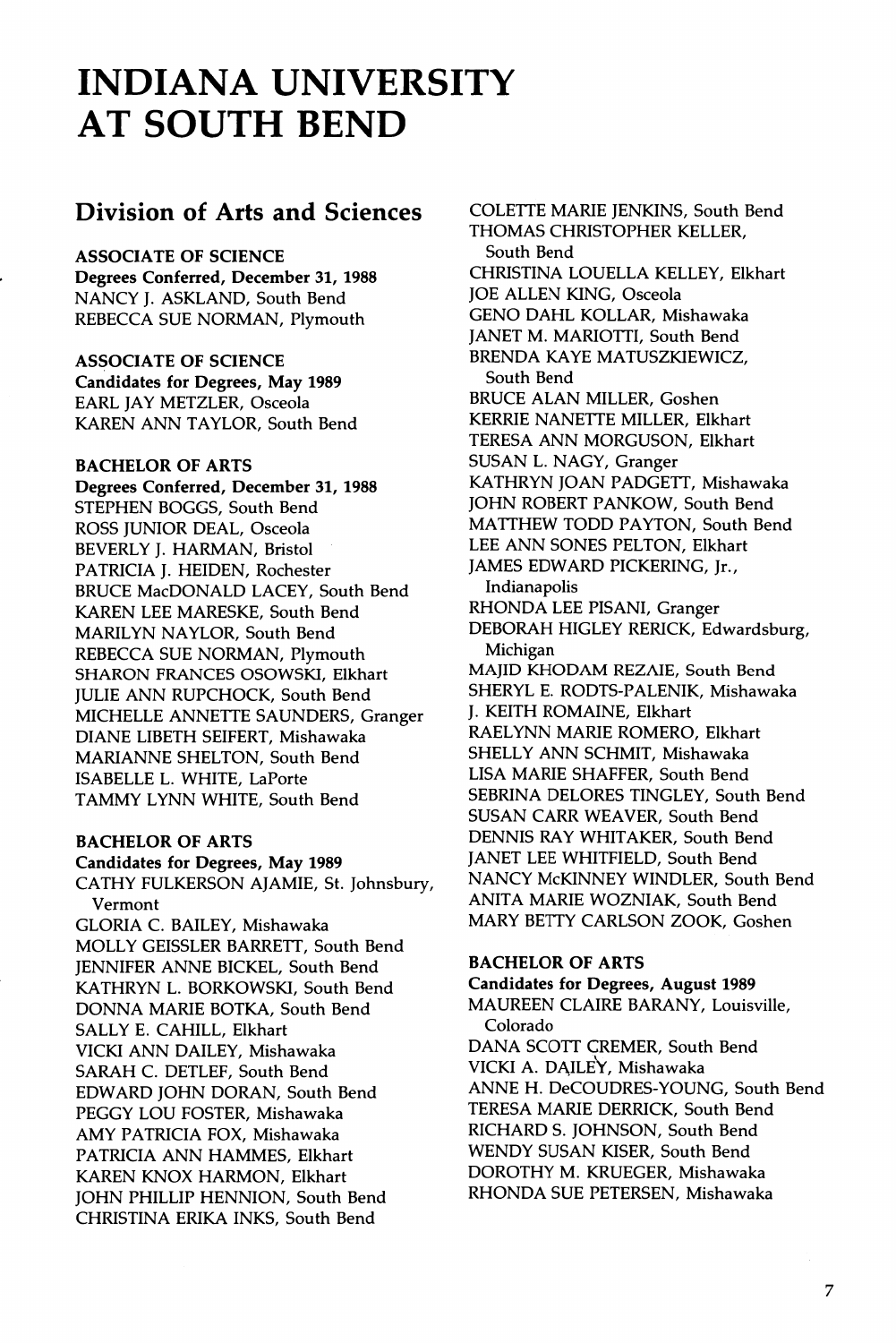# INDIANA UNIVERSITY AT SOUTH BEND

## Division of Arts and Sciences

**ASSOCIATE OF SCIENCE**
**Degrees Conferred, December 31, 1988**

NANCY J. ASKLAND, South Bend
REBECCA SUE NORMAN, Plymouth

**ASSOCIATE OF SCIENCE**
**Candidates for Degrees, May 1989**

EARL JAY METZLER, Osceola
KAREN ANN TAYLOR, South Bend

**BACHELOR OF ARTS**
**Degrees Conferred, December 31, 1988**

STEPHEN BOGGS, South Bend
ROSS JUNIOR DEAL, Osceola
BEVERLY J. HARMAN, Bristol
PATRICIA J. HEIDEN, Rochester
BRUCE MacDONALD LACEY, South Bend
KAREN LEE MARESKE, South Bend
MARILYN NAYLOR, South Bend
REBECCA SUE NORMAN, Plymouth
SHARON FRANCES OSOWSKI, Elkhart
JULIE ANN RUPCHOCK, South Bend
MICHELLE ANNETTE SAUNDERS, Granger
DIANE LIBETH SEIFERT, Mishawaka
MARIANNE SHELTON, South Bend
ISABELLE L. WHITE, LaPorte
TAMMY LYNN WHITE, South Bend

**BACHELOR OF ARTS**
**Candidates for Degrees, May 1989**

CATHY FULKERSON AJAMIE, St. Johnsbury, Vermont
GLORIA C. BAILEY, Mishawaka
MOLLY GEISSLER BARRETT, South Bend
JENNIFER ANNE BICKEL, South Bend
KATHRYN L. BORKOWSKI, South Bend
DONNA MARIE BOTKA, South Bend
SALLY E. CAHILL, Elkhart
VICKI ANN DAILEY, Mishawaka
SARAH C. DETLEF, South Bend
EDWARD JOHN DORAN, South Bend
PEGGY LOU FOSTER, Mishawaka
AMY PATRICIA FOX, Mishawaka
PATRICIA ANN HAMMES, Elkhart
KAREN KNOX HARMON, Elkhart
JOHN PHILLIP HENNION, South Bend
CHRISTINA ERIKA INKS, South Bend
COLETTE MARIE JENKINS, South Bend
THOMAS CHRISTOPHER KELLER, South Bend
CHRISTINA LOUELLA KELLEY, Elkhart
JOE ALLEN KING, Osceola
GENO DAHL KOLLAR, Mishawaka
JANET M. MARIOTTI, South Bend
BRENDA KAYE MATUSZKIEWICZ, South Bend
BRUCE ALAN MILLER, Goshen
KERRIE NANETTE MILLER, Elkhart
TERESA ANN MORGUSON, Elkhart
SUSAN L. NAGY, Granger
KATHRYN JOAN PADGETT, Mishawaka
JOHN ROBERT PANKOW, South Bend
MATTHEW TODD PAYTON, South Bend
LEE ANN SONES PELTON, Elkhart
JAMES EDWARD PICKERING, Jr., Indianapolis
RHONDA LEE PISANI, Granger
DEBORAH HIGLEY RERICK, Edwardsburg, Michigan
MAJID KHODAM REZAIE, South Bend
SHERYL E. RODTS-PALENIK, Mishawaka
J. KEITH ROMAINE, Elkhart
RAELYNN MARIE ROMERO, Elkhart
SHELLY ANN SCHMIT, Mishawaka
LISA MARIE SHAFFER, South Bend
SEBRINA DELORES TINGLEY, South Bend
SUSAN CARR WEAVER, South Bend
DENNIS RAY WHITAKER, South Bend
JANET LEE WHITFIELD, South Bend
NANCY McKINNEY WINDLER, South Bend
ANITA MARIE WOZNIAK, South Bend
MARY BETTY CARLSON ZOOK, Goshen

**BACHELOR OF ARTS**
**Candidates for Degrees, August 1989**

MAUREEN CLAIRE BARANY, Louisville, Colorado
DANA SCOTT CREMER, South Bend
VICKI A. DAILEY, Mishawaka
ANNE H. DeCOUDRES-YOUNG, South Bend
TERESA MARIE DERRICK, South Bend
RICHARD S. JOHNSON, South Bend
WENDY SUSAN KISER, South Bend
DOROTHY M. KRUEGER, Mishawaka
RHONDA SUE PETERSEN, Mishawaka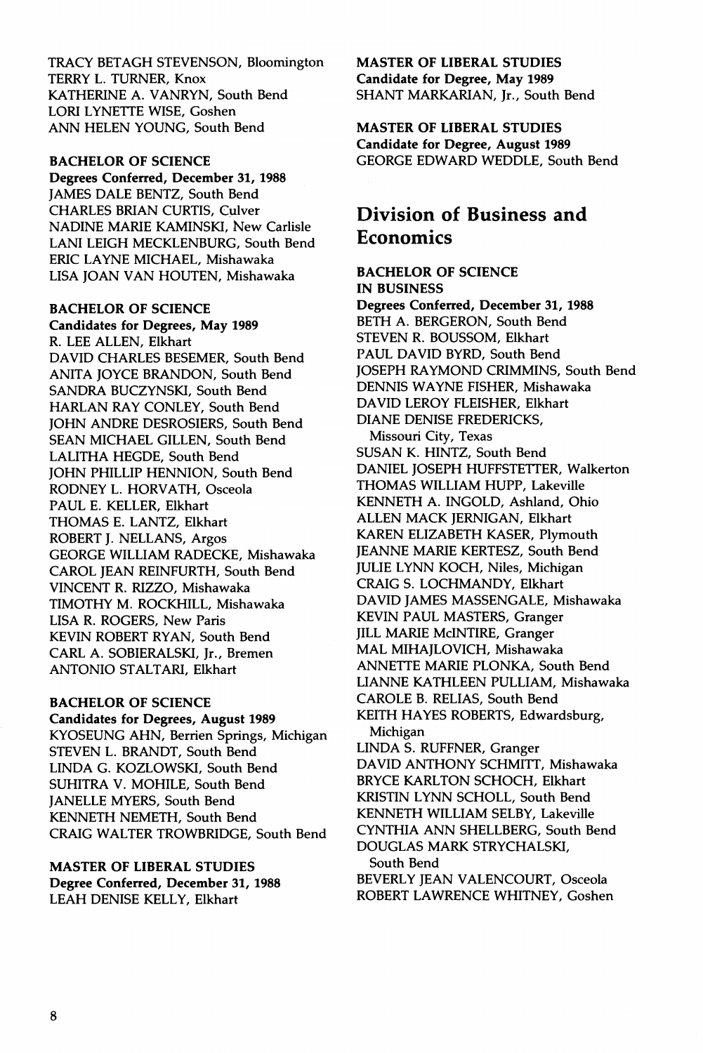TRACY BETAGH STEVENSON, Bloomington
TERRY L. TURNER, Knox
KATHERINE A. VANRYN, South Bend
LORI LYNETTE WISE, Goshen
ANN HELEN YOUNG, South Bend

**BACHELOR OF SCIENCE**
**Degrees Conferred, December 31, 1988**
JAMES DALE BENTZ, South Bend
CHARLES BRIAN CURTIS, Culver
NADINE MARIE KAMINSKI, New Carlisle
LANI LEIGH MECKLENBURG, South Bend
ERIC LAYNE MICHAEL, Mishawaka
LISA JOAN VAN HOUTEN, Mishawaka

**BACHELOR OF SCIENCE**
**Candidates for Degrees, May 1989**
R. LEE ALLEN, Elkhart
DAVID CHARLES BESEMER, South Bend
ANITA JOYCE BRANDON, South Bend
SANDRA BUCZYNSKI, South Bend
HARLAN RAY CONLEY, South Bend
JOHN ANDRE DESROSIERS, South Bend
SEAN MICHAEL GILLEN, South Bend
LALITHA HEGDE, South Bend
JOHN PHILLIP HENNION, South Bend
RODNEY L. HORVATH, Osceola
PAUL E. KELLER, Elkhart
THOMAS E. LANTZ, Elkhart
ROBERT J. NELLANS, Argos
GEORGE WILLIAM RADECKE, Mishawaka
CAROL JEAN REINFURTH, South Bend
VINCENT R. RIZZO, Mishawaka
TIMOTHY M. ROCKHILL, Mishawaka
LISA R. ROGERS, New Paris
KEVIN ROBERT RYAN, South Bend
CARL A. SOBIERALSKI, Jr., Bremen
ANTONIO STALTARI, Elkhart

**BACHELOR OF SCIENCE**
**Candidates for Degrees, August 1989**
KYOSEUNG AHN, Berrien Springs, Michigan
STEVEN L. BRANDT, South Bend
LINDA G. KOZLOWSKI, South Bend
SUHITRA V. MOHILE, South Bend
JANELLE MYERS, South Bend
KENNETH NEMETH, South Bend
CRAIG WALTER TROWBRIDGE, South Bend

**MASTER OF LIBERAL STUDIES**
**Degree Conferred, December 31, 1988**
LEAH DENISE KELLY, Elkhart

**MASTER OF LIBERAL STUDIES**
**Candidate for Degree, May 1989**
SHANT MARKARIAN, Jr., South Bend

**MASTER OF LIBERAL STUDIES**
**Candidate for Degree, August 1989**
GEORGE EDWARD WEDDLE, South Bend

## Division of Business and Economics

**BACHELOR OF SCIENCE IN BUSINESS**
**Degrees Conferred, December 31, 1988**
BETH A. BERGERON, South Bend
STEVEN R. BOUSSOM, Elkhart
PAUL DAVID BYRD, South Bend
JOSEPH RAYMOND CRIMMINS, South Bend
DENNIS WAYNE FISHER, Mishawaka
DAVID LEROY FLEISHER, Elkhart
DIANE DENISE FREDERICKS, Missouri City, Texas
SUSAN K. HINTZ, South Bend
DANIEL JOSEPH HUFFSTETTER, Walkerton
THOMAS WILLIAM HUPP, Lakeville
KENNETH A. INGOLD, Ashland, Ohio
ALLEN MACK JERNIGAN, Elkhart
KAREN ELIZABETH KASER, Plymouth
JEANNE MARIE KERTESZ, South Bend
JULIE LYNN KOCH, Niles, Michigan
CRAIG S. LOCHMANDY, Elkhart
DAVID JAMES MASSENGALE, Mishawaka
KEVIN PAUL MASTERS, Granger
JILL MARIE McINTIRE, Granger
MAL MIHAJLOVICH, Mishawaka
ANNETTE MARIE PLONKA, South Bend
LIANNE KATHLEEN PULLIAM, Mishawaka
CAROLE B. RELIAS, South Bend
KEITH HAYES ROBERTS, Edwardsburg, Michigan
LINDA S. RUFFNER, Granger
DAVID ANTHONY SCHMITT, Mishawaka
BRYCE KARLTON SCHOCH, Elkhart
KRISTIN LYNN SCHOLL, South Bend
KENNETH WILLIAM SELBY, Lakeville
CYNTHIA ANN SHELLBERG, South Bend
DOUGLAS MARK STRYCHALSKI, South Bend
BEVERLY JEAN VALENCOURT, Osceola
ROBERT LAWRENCE WHITNEY, Goshen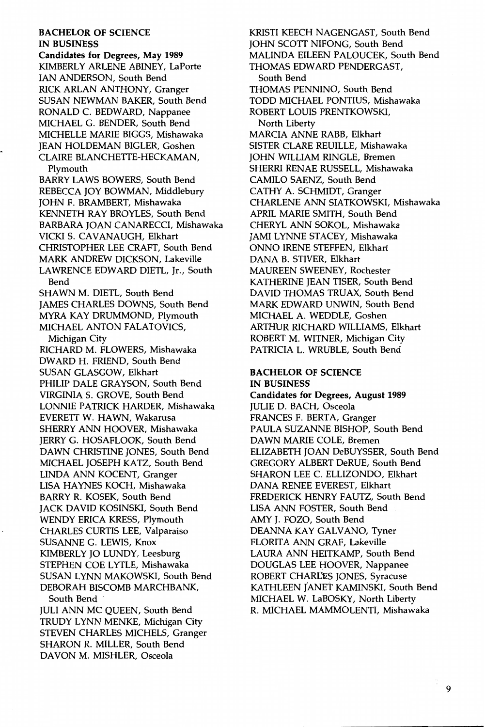**BACHELOR OF SCIENCE IN BUSINESS**

**Candidates for Degrees, May 1989**

KIMBERLY ARLENE ABINEY, LaPorte
IAN ANDERSON, South Bend
RICK ARLAN ANTHONY, Granger
SUSAN NEWMAN BAKER, South Bend
RONALD C. BEDWARD, Nappanee
MICHAEL G. BENDER, South Bend
MICHELLE MARIE BIGGS, Mishawaka
JEAN HOLDEMAN BIGLER, Goshen
CLAIRE BLANCHETTE-HECKAMAN, Plymouth
BARRY LAWS BOWERS, South Bend
REBECCA JOY BOWMAN, Middlebury
JOHN F. BRAMBERT, Mishawaka
KENNETH RAY BROYLES, South Bend
BARBARA JOAN CANARECCI, Mishawaka
VICKI S. CAVANAUGH, Elkhart
CHRISTOPHER LEE CRAFT, South Bend
MARK ANDREW DICKSON, Lakeville
LAWRENCE EDWARD DIETL, Jr., South Bend
SHAWN M. DIETL, South Bend
JAMES CHARLES DOWNS, South Bend
MYRA KAY DRUMMOND, Plymouth
MICHAEL ANTON FALATOVICS, Michigan City
RICHARD M. FLOWERS, Mishawaka
DWARD H. FRIEND, South Bend
SUSAN GLASGOW, Elkhart
PHILIP DALE GRAYSON, South Bend
VIRGINIA S. GROVE, South Bend
LONNIE PATRICK HARDER, Mishawaka
EVERETT W. HAWN, Wakarusa
SHERRY ANN HOOVER, Mishawaka
JERRY G. HOSAFLOOK, South Bend
DAWN CHRISTINE JONES, South Bend
MICHAEL JOSEPH KATZ, South Bend
LINDA ANN KOCENT, Granger
LISA HAYNES KOCH, Mishawaka
BARRY R. KOSEK, South Bend
JACK DAVID KOSINSKI, South Bend
WENDY ERICA KRESS, Plymouth
CHARLES CURTIS LEE, Valparaiso
SUSANNE G. LEWIS, Knox
KIMBERLY JO LUNDY, Leesburg
STEPHEN COE LYTLE, Mishawaka
SUSAN LYNN MAKOWSKI, South Bend
DEBORAH BISCOMB MARCHBANK, South Bend
JULI ANN MC QUEEN, South Bend
TRUDY LYNN MENKE, Michigan City
STEVEN CHARLES MICHELS, Granger
SHARON R. MILLER, South Bend
DAVON M. MISHLER, Osceola
KRISTI KEECH NAGENGAST, South Bend
JOHN SCOTT NIFONG, South Bend
MALINDA EILEEN PALOUCEK, South Bend
THOMAS EDWARD PENDERGAST, South Bend
THOMAS PENNINO, South Bend
TODD MICHAEL PONTIUS, Mishawaka
ROBERT LOUIS PRENTKOWSKI, North Liberty
MARCIA ANNE RABB, Elkhart
SISTER CLARE REUILLE, Mishawaka
JOHN WILLIAM RINGLE, Bremen
SHERRI RENAE RUSSELL, Mishawaka
CAMILO SAENZ, South Bend
CATHY A. SCHMIDT, Granger
CHARLENE ANN SIATKOWSKI, Mishawaka
APRIL MARIE SMITH, South Bend
CHERYL ANN SOKOL, Mishawaka
JAMI LYNNE STACEY, Mishawaka
ONNO IRENE STEFFEN, Elkhart
DANA B. STIVER, Elkhart
MAUREEN SWEENEY, Rochester
KATHERINE JEAN TISER, South Bend
DAVID THOMAS TRUAX, South Bend
MARK EDWARD UNWIN, South Bend
MICHAEL A. WEDDLE, Goshen
ARTHUR RICHARD WILLIAMS, Elkhart
ROBERT M. WITNER, Michigan City
PATRICIA L. WRUBLE, South Bend

**BACHELOR OF SCIENCE IN BUSINESS**

**Candidates for Degrees, August 1989**

JULIE D. BACH, Osceola
FRANCES F. BERTA, Granger
PAULA SUZANNE BISHOP, South Bend
DAWN MARIE COLE, Bremen
ELIZABETH JOAN DeBUYSSER, South Bend
GREGORY ALBERT DeRUE, South Bend
SHARON LEE C. ELLIZONDO, Elkhart
DANA RENEE EVEREST, Elkhart
FREDERICK HENRY FAUTZ, South Bend
LISA ANN FOSTER, South Bend
AMY J. FOZO, South Bend
DEANNA KAY GALVANO, Tyner
FLORITA ANN GRAF, Lakeville
LAURA ANN HEITKAMP, South Bend
DOUGLAS LEE HOOVER, Nappanee
ROBERT CHARLES JONES, Syracuse
KATHLEEN JANET KAMINSKI, South Bend
MICHAEL W. LaBOSKY, North Liberty
R. MICHAEL MAMMOLENTI, Mishawaka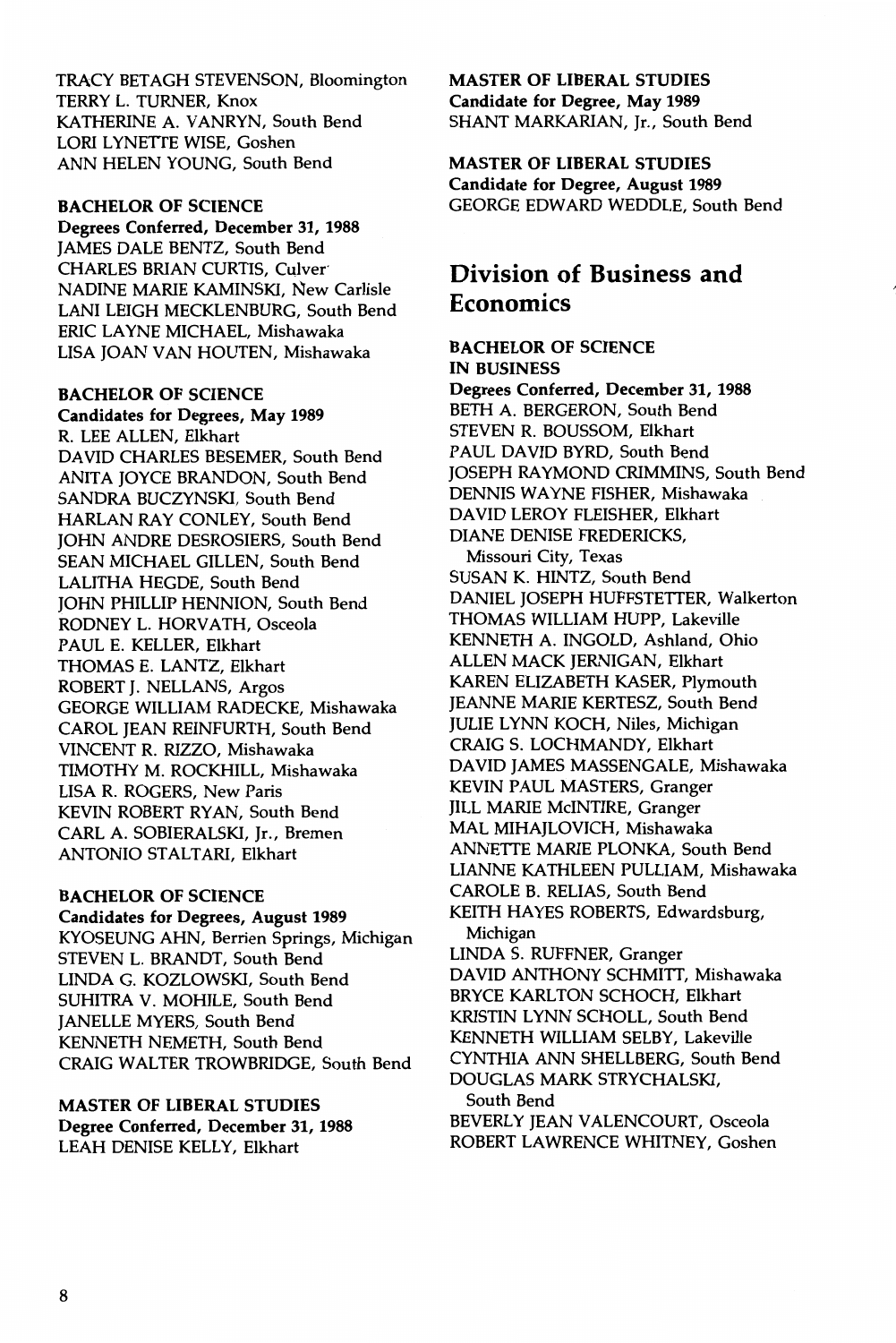TRACY BETAGH STEVENSON, Bloomington
TERRY L. TURNER, Knox
KATHERINE A. VANRYN, South Bend
LORI LYNETTE WISE, Goshen
ANN HELEN YOUNG, South Bend

**BACHELOR OF SCIENCE**
**Degrees Conferred, December 31, 1988**
JAMES DALE BENTZ, South Bend
CHARLES BRIAN CURTIS, Culver
NADINE MARIE KAMINSKI, New Carlisle
LANI LEIGH MECKLENBURG, South Bend
ERIC LAYNE MICHAEL, Mishawaka
LISA JOAN VAN HOUTEN, Mishawaka

**BACHELOR OF SCIENCE**
**Candidates for Degrees, May 1989**
R. LEE ALLEN, Elkhart
DAVID CHARLES BESEMER, South Bend
ANITA JOYCE BRANDON, South Bend
SANDRA BUCZYNSKI, South Bend
HARLAN RAY CONLEY, South Bend
JOHN ANDRE DESROSIERS, South Bend
SEAN MICHAEL GILLEN, South Bend
LALITHA HEGDE, South Bend
JOHN PHILLIP HENNION, South Bend
RODNEY L. HORVATH, Osceola
PAUL E. KELLER, Elkhart
THOMAS E. LANTZ, Elkhart
ROBERT J. NELLANS, Argos
GEORGE WILLIAM RADECKE, Mishawaka
CAROL JEAN REINFURTH, South Bend
VINCENT R. RIZZO, Mishawaka
TIMOTHY M. ROCKHILL, Mishawaka
LISA R. ROGERS, New Paris
KEVIN ROBERT RYAN, South Bend
CARL A. SOBIERALSKI, Jr., Bremen
ANTONIO STALTARI, Elkhart

**BACHELOR OF SCIENCE**
**Candidates for Degrees, August 1989**
KYOSEUNG AHN, Berrien Springs, Michigan
STEVEN L. BRANDT, South Bend
LINDA G. KOZLOWSKI, South Bend
SUHITRA V. MOHILE, South Bend
JANELLE MYERS, South Bend
KENNETH NEMETH, South Bend
CRAIG WALTER TROWBRIDGE, South Bend

**MASTER OF LIBERAL STUDIES**
**Degree Conferred, December 31, 1988**
LEAH DENISE KELLY, Elkhart

**MASTER OF LIBERAL STUDIES**
**Candidate for Degree, May 1989**
SHANT MARKARIAN, Jr., South Bend

**MASTER OF LIBERAL STUDIES**
**Candidate for Degree, August 1989**
GEORGE EDWARD WEDDLE, South Bend

## Division of Business and Economics

**BACHELOR OF SCIENCE IN BUSINESS**
**Degrees Conferred, December 31, 1988**
BETH A. BERGERON, South Bend
STEVEN R. BOUSSOM, Elkhart
PAUL DAVID BYRD, South Bend
JOSEPH RAYMOND CRIMMINS, South Bend
DENNIS WAYNE FISHER, Mishawaka
DAVID LEROY FLEISHER, Elkhart
DIANE DENISE FREDERICKS, Missouri City, Texas
SUSAN K. HINTZ, South Bend
DANIEL JOSEPH HUFFSTETTER, Walkerton
THOMAS WILLIAM HUPP, Lakeville
KENNETH A. INGOLD, Ashland, Ohio
ALLEN MACK JERNIGAN, Elkhart
KAREN ELIZABETH KASER, Plymouth
JEANNE MARIE KERTESZ, South Bend
JULIE LYNN KOCH, Niles, Michigan
CRAIG S. LOCHMANDY, Elkhart
DAVID JAMES MASSENGALE, Mishawaka
KEVIN PAUL MASTERS, Granger
JILL MARIE McINTIRE, Granger
MAL MIHAJLOVICH, Mishawaka
ANNETTE MARIE PLONKA, South Bend
LIANNE KATHLEEN PULLIAM, Mishawaka
CAROLE B. RELIAS, South Bend
KEITH HAYES ROBERTS, Edwardsburg, Michigan
LINDA S. RUFFNER, Granger
DAVID ANTHONY SCHMITT, Mishawaka
BRYCE KARLTON SCHOCH, Elkhart
KRISTIN LYNN SCHOLL, South Bend
KENNETH WILLIAM SELBY, Lakeville
CYNTHIA ANN SHELLBERG, South Bend
DOUGLAS MARK STRYCHALSKI, South Bend
BEVERLY JEAN VALENCOURT, Osceola
ROBERT LAWRENCE WHITNEY, Goshen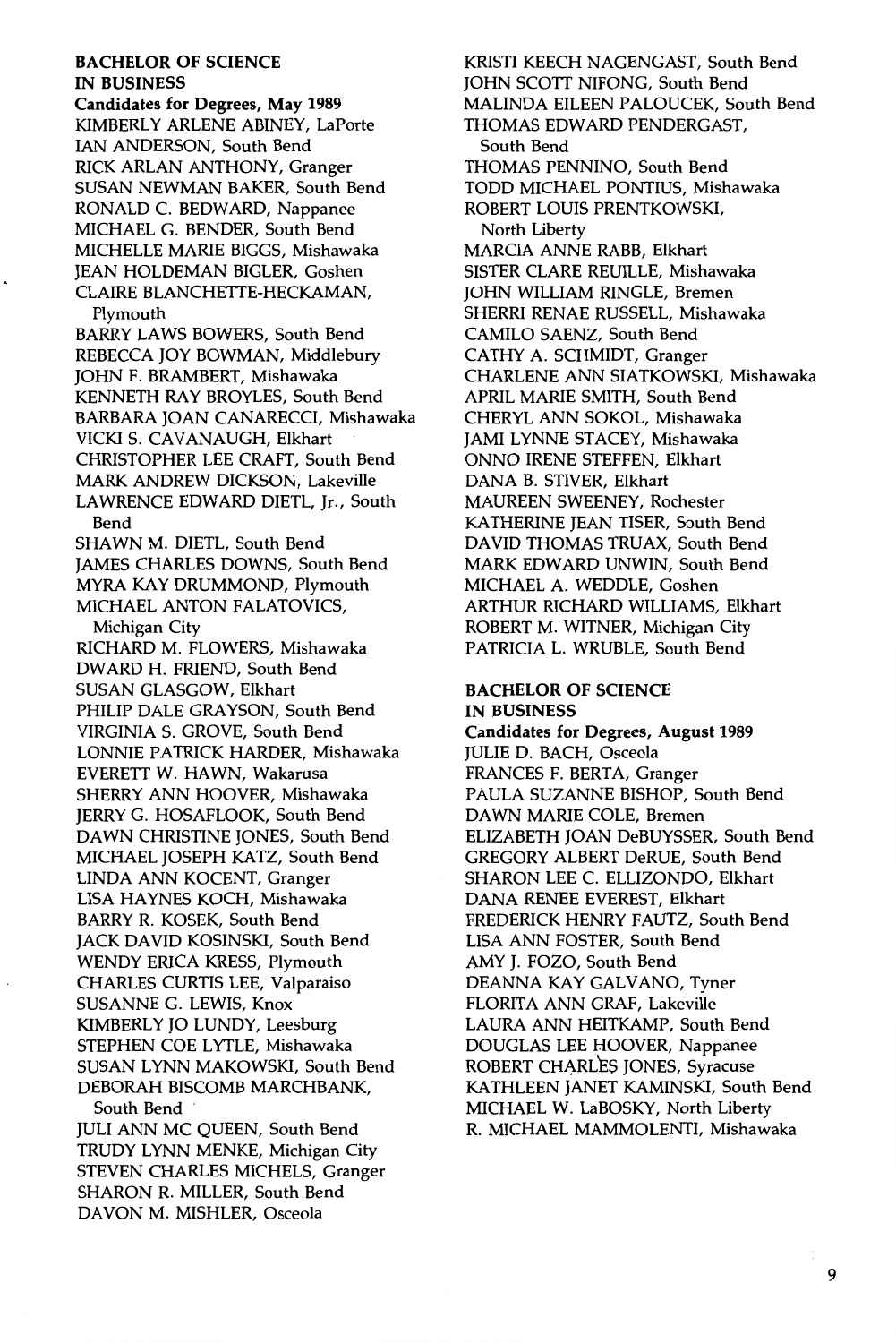**BACHELOR OF SCIENCE IN BUSINESS**

**Candidates for Degrees, May 1989**

KIMBERLY ARLENE ABINEY, LaPorte
IAN ANDERSON, South Bend
RICK ARLAN ANTHONY, Granger
SUSAN NEWMAN BAKER, South Bend
RONALD C. BEDWARD, Nappanee
MICHAEL G. BENDER, South Bend
MICHELLE MARIE BIGGS, Mishawaka
JEAN HOLDEMAN BIGLER, Goshen
CLAIRE BLANCHETTE-HECKAMAN, Plymouth
BARRY LAWS BOWERS, South Bend
REBECCA JOY BOWMAN, Middlebury
JOHN F. BRAMBERT, Mishawaka
KENNETH RAY BROYLES, South Bend
BARBARA JOAN CANARECCI, Mishawaka
VICKI S. CAVANAUGH, Elkhart
CHRISTOPHER LEE CRAFT, South Bend
MARK ANDREW DICKSON, Lakeville
LAWRENCE EDWARD DIETL, Jr., South Bend
SHAWN M. DIETL, South Bend
JAMES CHARLES DOWNS, South Bend
MYRA KAY DRUMMOND, Plymouth
MICHAEL ANTON FALATOVICS, Michigan City
RICHARD M. FLOWERS, Mishawaka
DWARD H. FRIEND, South Bend
SUSAN GLASGOW, Elkhart
PHILIP DALE GRAYSON, South Bend
VIRGINIA S. GROVE, South Bend
LONNIE PATRICK HARDER, Mishawaka
EVERETT W. HAWN, Wakarusa
SHERRY ANN HOOVER, Mishawaka
JERRY G. HOSAFLOOK, South Bend
DAWN CHRISTINE JONES, South Bend
MICHAEL JOSEPH KATZ, South Bend
LINDA ANN KOCENT, Granger
LISA HAYNES KOCH, Mishawaka
BARRY R. KOSEK, South Bend
JACK DAVID KOSINSKI, South Bend
WENDY ERICA KRESS, Plymouth
CHARLES CURTIS LEE, Valparaiso
SUSANNE G. LEWIS, Knox
KIMBERLY JO LUNDY, Leesburg
STEPHEN COE LYTLE, Mishawaka
SUSAN LYNN MAKOWSKI, South Bend
DEBORAH BISCOMB MARCHBANK, South Bend
JULI ANN MC QUEEN, South Bend
TRUDY LYNN MENKE, Michigan City
STEVEN CHARLES MICHELS, Granger
SHARON R. MILLER, South Bend
DAVON M. MISHLER, Osceola
KRISTI KEECH NAGENGAST, South Bend
JOHN SCOTT NIFONG, South Bend
MALINDA EILEEN PALOUCEK, South Bend
THOMAS EDWARD PENDERGAST, South Bend
THOMAS PENNINO, South Bend
TODD MICHAEL PONTIUS, Mishawaka
ROBERT LOUIS PRENTKOWSKI, North Liberty
MARCIA ANNE RABB, Elkhart
SISTER CLARE REUILLE, Mishawaka
JOHN WILLIAM RINGLE, Bremen
SHERRI RENAE RUSSELL, Mishawaka
CAMILO SAENZ, South Bend
CATHY A. SCHMIDT, Granger
CHARLENE ANN SIATKOWSKI, Mishawaka
APRIL MARIE SMITH, South Bend
CHERYL ANN SOKOL, Mishawaka
JAMI LYNNE STACEY, Mishawaka
ONNO IRENE STEFFEN, Elkhart
DANA B. STIVER, Elkhart
MAUREEN SWEENEY, Rochester
KATHERINE JEAN TISER, South Bend
DAVID THOMAS TRUAX, South Bend
MARK EDWARD UNWIN, South Bend
MICHAEL A. WEDDLE, Goshen
ARTHUR RICHARD WILLIAMS, Elkhart
ROBERT M. WITNER, Michigan City
PATRICIA L. WRUBLE, South Bend

**BACHELOR OF SCIENCE IN BUSINESS**

**Candidates for Degrees, August 1989**

JULIE D. BACH, Osceola
FRANCES F. BERTA, Granger
PAULA SUZANNE BISHOP, South Bend
DAWN MARIE COLE, Bremen
ELIZABETH JOAN DeBUYSSER, South Bend
GREGORY ALBERT DeRUE, South Bend
SHARON LEE C. ELLIZONDO, Elkhart
DANA RENEE EVEREST, Elkhart
FREDERICK HENRY FAUTZ, South Bend
LISA ANN FOSTER, South Bend
AMY J. FOZO, South Bend
DEANNA KAY GALVANO, Tyner
FLORITA ANN GRAF, Lakeville
LAURA ANN HEITKAMP, South Bend
DOUGLAS LEE HOOVER, Nappanee
ROBERT CHARLES JONES, Syracuse
KATHLEEN JANET KAMINSKI, South Bend
MICHAEL W. LaBOSKY, North Liberty
R. MICHAEL MAMMOLENTI, Mishawaka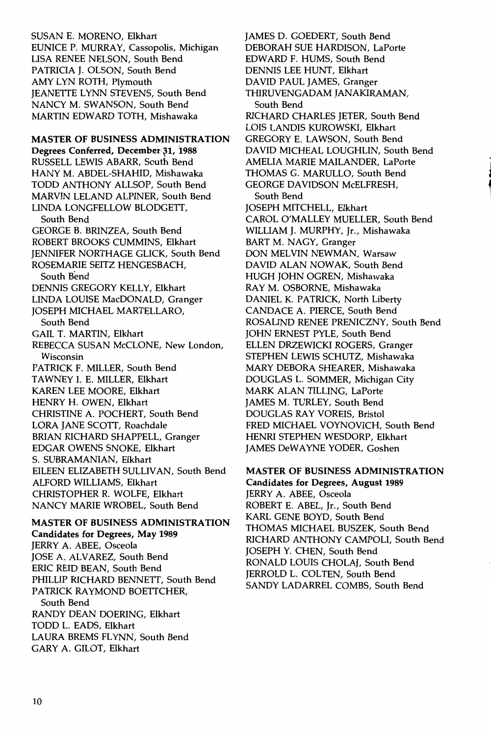SUSAN E. MORENO, Elkhart
EUNICE P. MURRAY, Cassopolis, Michigan
LISA RENEE NELSON, South Bend
PATRICIA J. OLSON, South Bend
AMY LYN ROTH, Plymouth
JEANETTE LYNN STEVENS, South Bend
NANCY M. SWANSON, South Bend
MARTIN EDWARD TOTH, Mishawaka

**MASTER OF BUSINESS ADMINISTRATION**
**Degrees Conferred, December 31, 1988**

RUSSELL LEWIS ABARR, South Bend
HANY M. ABDEL-SHAHID, Mishawaka
TODD ANTHONY ALLSOP, South Bend
MARVIN LELAND ALPINER, South Bend
LINDA LONGFELLOW BLODGETT, South Bend
GEORGE B. BRINZEA, South Bend
ROBERT BROOKS CUMMINS, Elkhart
JENNIFER NORTHAGE GLICK, South Bend
ROSEMARIE SEITZ HENGESBACH, South Bend
DENNIS GREGORY KELLY, Elkhart
LINDA LOUISE MacDONALD, Granger
JOSEPH MICHAEL MARTELLARO, South Bend
GAIL T. MARTIN, Elkhart
REBECCA SUSAN McCLONE, New London, Wisconsin
PATRICK F. MILLER, South Bend
TAWNEY I. E. MILLER, Elkhart
KAREN LEE MOORE, Elkhart
HENRY H. OWEN, Elkhart
CHRISTINE A. POCHERT, South Bend
LORA JANE SCOTT, Roachdale
BRIAN RICHARD SHAPPELL, Granger
EDGAR OWENS SNOKE, Elkhart
S. SUBRAMANIAN, Elkhart
EILEEN ELIZABETH SULLIVAN, South Bend
ALFORD WILLIAMS, Elkhart
CHRISTOPHER R. WOLFE, Elkhart
NANCY MARIE WROBEL, South Bend

**MASTER OF BUSINESS ADMINISTRATION**
**Candidates for Degrees, May 1989**

JERRY A. ABEE, Osceola
JOSE A. ALVAREZ, South Bend
ERIC REID BEAN, South Bend
PHILLIP RICHARD BENNETT, South Bend
PATRICK RAYMOND BOETTCHER, South Bend
RANDY DEAN DOERING, Elkhart
TODD L. EADS, Elkhart
LAURA BREMS FLYNN, South Bend
GARY A. GILOT, Elkhart
JAMES D. GOEDERT, South Bend
DEBORAH SUE HARDISON, LaPorte
EDWARD F. HUMS, South Bend
DENNIS LEE HUNT, Elkhart
DAVID PAUL JAMES, Granger
THIRUVENGADAM JANAKIRAMAN, South Bend
RICHARD CHARLES JETER, South Bend
LOIS LANDIS KUROWSKI, Elkhart
GREGORY E. LAWSON, South Bend
DAVID MICHEAL LOUGHLIN, South Bend
AMELIA MARIE MAILANDER, LaPorte
THOMAS G. MARULLO, South Bend
GEORGE DAVIDSON McELFRESH, South Bend
JOSEPH MITCHELL, Elkhart
CAROL O'MALLEY MUELLER, South Bend
WILLIAM J. MURPHY, Jr., Mishawaka
BART M. NAGY, Granger
DON MELVIN NEWMAN, Warsaw
DAVID ALAN NOWAK, South Bend
HUGH JOHN OGREN, Mishawaka
RAY M. OSBORNE, Mishawaka
DANIEL K. PATRICK, North Liberty
CANDACE A. PIERCE, South Bend
ROSALIND RENEE PRENICZNY, South Bend
JOHN ERNEST PYLE, South Bend
ELLEN DRZEWICKI ROGERS, Granger
STEPHEN LEWIS SCHUTZ, Mishawaka
MARY DEBORA SHEARER, Mishawaka
DOUGLAS L. SOMMER, Michigan City
MARK ALAN TILLING, LaPorte
JAMES M. TURLEY, South Bend
DOUGLAS RAY VOREIS, Bristol
FRED MICHAEL VOYNOVICH, South Bend
HENRI STEPHEN WESDORP, Elkhart
JAMES DeWAYNE YODER, Goshen

**MASTER OF BUSINESS ADMINISTRATION**
**Candidates for Degrees, August 1989**

JERRY A. ABEE, Osceola
ROBERT E. ABEL, Jr., South Bend
KARL GENE BOYD, South Bend
THOMAS MICHAEL BUSZEK, South Bend
RICHARD ANTHONY CAMPOLI, South Bend
JOSEPH Y. CHEN, South Bend
RONALD LOUIS CHOLAJ, South Bend
JERROLD L. COLTEN, South Bend
SANDY LADARREL COMBS, South Bend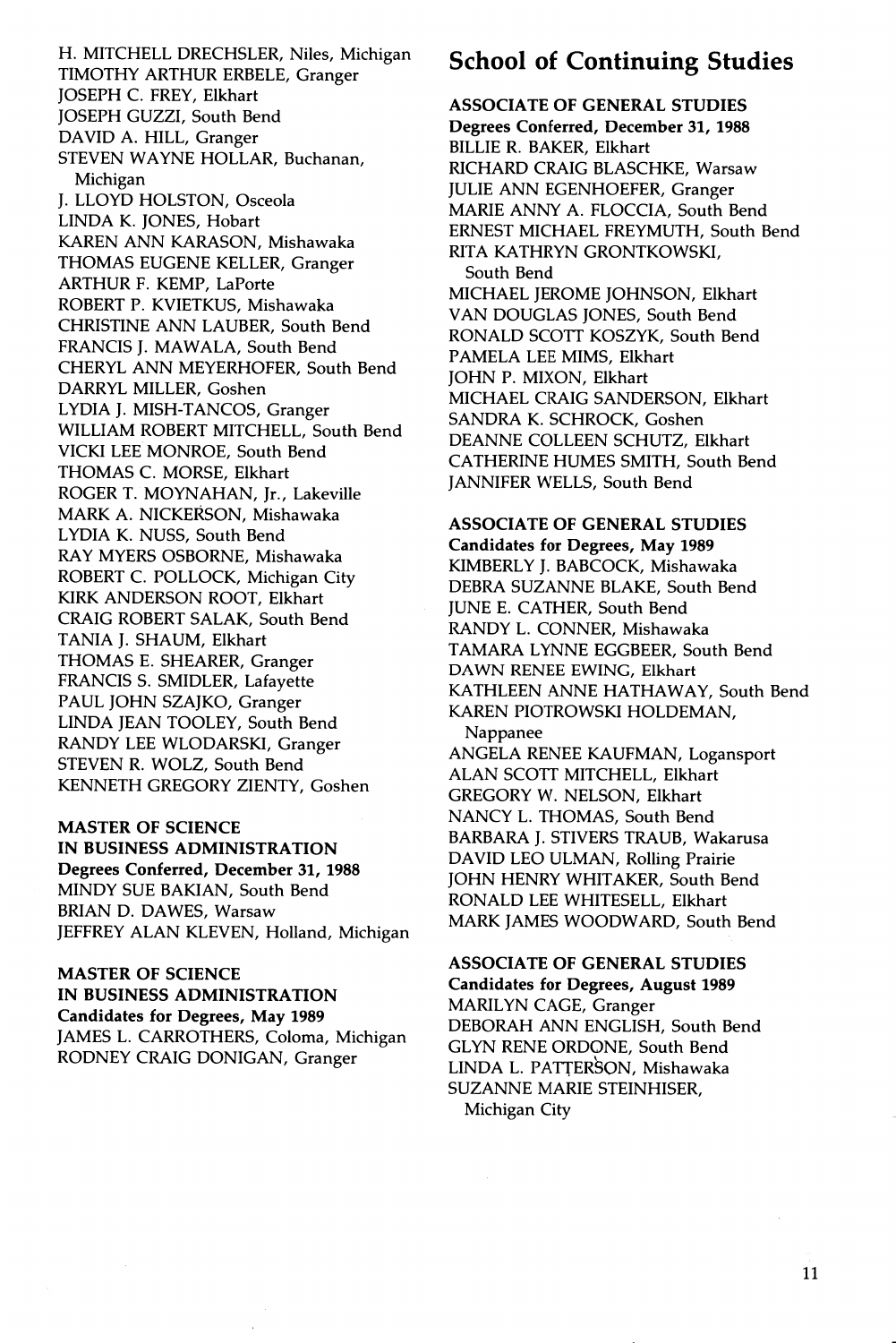H. MITCHELL DRECHSLER, Niles, Michigan
TIMOTHY ARTHUR ERBELE, Granger
JOSEPH C. FREY, Elkhart
JOSEPH GUZZI, South Bend
DAVID A. HILL, Granger
STEVEN WAYNE HOLLAR, Buchanan, Michigan
J. LLOYD HOLSTON, Osceola
LINDA K. JONES, Hobart
KAREN ANN KARASON, Mishawaka
THOMAS EUGENE KELLER, Granger
ARTHUR F. KEMP, LaPorte
ROBERT P. KVIETKUS, Mishawaka
CHRISTINE ANN LAUBER, South Bend
FRANCIS J. MAWALA, South Bend
CHERYL ANN MEYERHOFER, South Bend
DARRYL MILLER, Goshen
LYDIA J. MISH-TANCOS, Granger
WILLIAM ROBERT MITCHELL, South Bend
VICKI LEE MONROE, South Bend
THOMAS C. MORSE, Elkhart
ROGER T. MOYNAHAN, Jr., Lakeville
MARK A. NICKERSON, Mishawaka
LYDIA K. NUSS, South Bend
RAY MYERS OSBORNE, Mishawaka
ROBERT C. POLLOCK, Michigan City
KIRK ANDERSON ROOT, Elkhart
CRAIG ROBERT SALAK, South Bend
TANIA J. SHAUM, Elkhart
THOMAS E. SHEARER, Granger
FRANCIS S. SMIDLER, Lafayette
PAUL JOHN SZAJKO, Granger
LINDA JEAN TOOLEY, South Bend
RANDY LEE WLODARSKI, Granger
STEVEN R. WOLZ, South Bend
KENNETH GREGORY ZIENTY, Goshen

**MASTER OF SCIENCE IN BUSINESS ADMINISTRATION**
**Degrees Conferred, December 31, 1988**
MINDY SUE BAKIAN, South Bend
BRIAN D. DAWES, Warsaw
JEFFREY ALAN KLEVEN, Holland, Michigan

**MASTER OF SCIENCE IN BUSINESS ADMINISTRATION**
**Candidates for Degrees, May 1989**
JAMES L. CARROTHERS, Coloma, Michigan
RODNEY CRAIG DONIGAN, Granger

## School of Continuing Studies

**ASSOCIATE OF GENERAL STUDIES**
**Degrees Conferred, December 31, 1988**
BILLIE R. BAKER, Elkhart
RICHARD CRAIG BLASCHKE, Warsaw
JULIE ANN EGENHOEFER, Granger
MARIE ANNY A. FLOCCIA, South Bend
ERNEST MICHAEL FREYMUTH, South Bend
RITA KATHRYN GRONTKOWSKI, South Bend
MICHAEL JEROME JOHNSON, Elkhart
VAN DOUGLAS JONES, South Bend
RONALD SCOTT KOSZYK, South Bend
PAMELA LEE MIMS, Elkhart
JOHN P. MIXON, Elkhart
MICHAEL CRAIG SANDERSON, Elkhart
SANDRA K. SCHROCK, Goshen
DEANNE COLLEEN SCHUTZ, Elkhart
CATHERINE HUMES SMITH, South Bend
JANNIFER WELLS, South Bend

**ASSOCIATE OF GENERAL STUDIES**
**Candidates for Degrees, May 1989**
KIMBERLY J. BABCOCK, Mishawaka
DEBRA SUZANNE BLAKE, South Bend
JUNE E. CATHER, South Bend
RANDY L. CONNER, Mishawaka
TAMARA LYNNE EGGBEER, South Bend
DAWN RENEE EWING, Elkhart
KATHLEEN ANNE HATHAWAY, South Bend
KAREN PIOTROWSKI HOLDEMAN, Nappanee
ANGELA RENEE KAUFMAN, Logansport
ALAN SCOTT MITCHELL, Elkhart
GREGORY W. NELSON, Elkhart
NANCY L. THOMAS, South Bend
BARBARA J. STIVERS TRAUB, Wakarusa
DAVID LEO ULMAN, Rolling Prairie
JOHN HENRY WHITAKER, South Bend
RONALD LEE WHITESELL, Elkhart
MARK JAMES WOODWARD, South Bend

**ASSOCIATE OF GENERAL STUDIES**
**Candidates for Degrees, August 1989**
MARILYN CAGE, Granger
DEBORAH ANN ENGLISH, South Bend
GLYN RENE ORDONE, South Bend
LINDA L. PATTERSON, Mishawaka
SUZANNE MARIE STEINHISER, Michigan City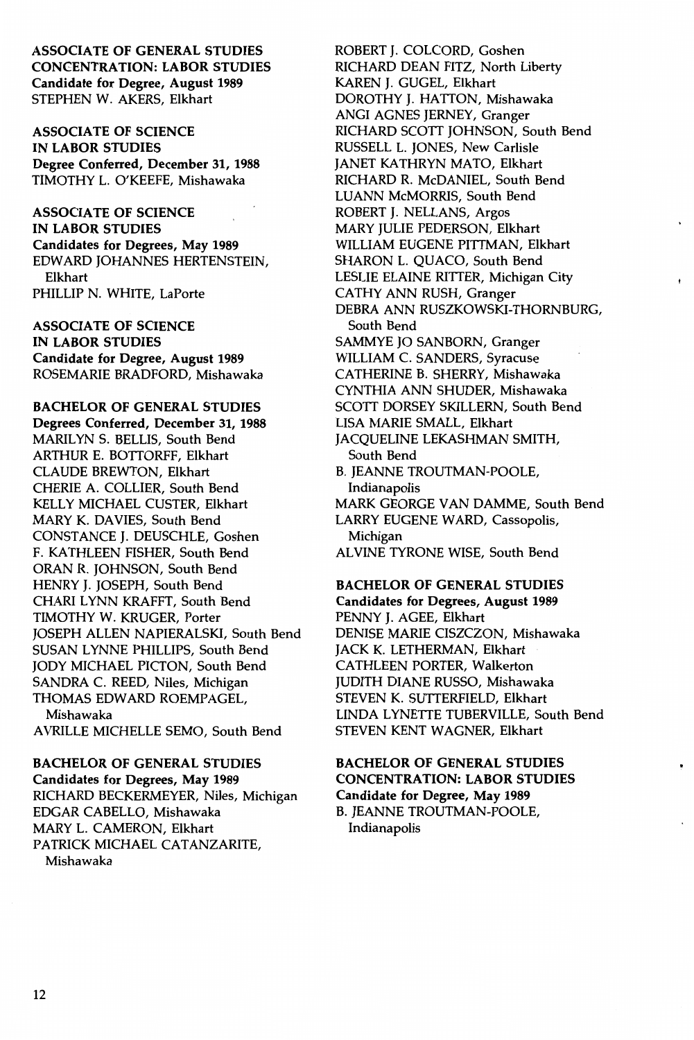**ASSOCIATE OF GENERAL STUDIES**
**CONCENTRATION: LABOR STUDIES**
**Candidate for Degree, August 1989**
STEPHEN W. AKERS, Elkhart

**ASSOCIATE OF SCIENCE**
**IN LABOR STUDIES**
**Degree Conferred, December 31, 1988**
TIMOTHY L. O'KEEFE, Mishawaka

**ASSOCIATE OF SCIENCE**
**IN LABOR STUDIES**
**Candidates for Degrees, May 1989**
EDWARD JOHANNES HERTENSTEIN, Elkhart
PHILLIP N. WHITE, LaPorte

**ASSOCIATE OF SCIENCE**
**IN LABOR STUDIES**
**Candidate for Degree, August 1989**
ROSEMARIE BRADFORD, Mishawaka

**BACHELOR OF GENERAL STUDIES**
**Degrees Conferred, December 31, 1988**
MARILYN S. BELLIS, South Bend
ARTHUR E. BOTTORFF, Elkhart
CLAUDE BREWTON, Elkhart
CHERIE A. COLLIER, South Bend
KELLY MICHAEL CUSTER, Elkhart
MARY K. DAVIES, South Bend
CONSTANCE J. DEUSCHLE, Goshen
F. KATHLEEN FISHER, South Bend
ORAN R. JOHNSON, South Bend
HENRY J. JOSEPH, South Bend
CHARI LYNN KRAFFT, South Bend
TIMOTHY W. KRUGER, Porter
JOSEPH ALLEN NAPIERALSKI, South Bend
SUSAN LYNNE PHILLIPS, South Bend
JODY MICHAEL PICTON, South Bend
SANDRA C. REED, Niles, Michigan
THOMAS EDWARD ROEMPAGEL, Mishawaka
AVRILLE MICHELLE SEMO, South Bend

**BACHELOR OF GENERAL STUDIES**
**Candidates for Degrees, May 1989**
RICHARD BECKERMEYER, Niles, Michigan
EDGAR CABELLO, Mishawaka
MARY L. CAMERON, Elkhart
PATRICK MICHAEL CATANZARITE, Mishawaka
ROBERT J. COLCORD, Goshen
RICHARD DEAN FITZ, North Liberty
KAREN J. GUGEL, Elkhart
DOROTHY J. HATTON, Mishawaka
ANGI AGNES JERNEY, Granger
RICHARD SCOTT JOHNSON, South Bend
RUSSELL L. JONES, New Carlisle
JANET KATHRYN MATO, Elkhart
RICHARD R. McDANIEL, South Bend
LUANN McMORRIS, South Bend
ROBERT J. NELLANS, Argos
MARY JULIE PEDERSON, Elkhart
WILLIAM EUGENE PITTMAN, Elkhart
SHARON L. QUACO, South Bend
LESLIE ELAINE RITTER, Michigan City
CATHY ANN RUSH, Granger
DEBRA ANN RUSZKOWSKI-THORNBURG, South Bend
SAMMYE JO SANBORN, Granger
WILLIAM C. SANDERS, Syracuse
CATHERINE B. SHERRY, Mishawaka
CYNTHIA ANN SHUDER, Mishawaka
SCOTT DORSEY SKILLERN, South Bend
LISA MARIE SMALL, Elkhart
JACQUELINE LEKASHMAN SMITH, South Bend
B. JEANNE TROUTMAN-POOLE, Indianapolis
MARK GEORGE VAN DAMME, South Bend
LARRY EUGENE WARD, Cassopolis, Michigan
ALVINE TYRONE WISE, South Bend

**BACHELOR OF GENERAL STUDIES**
**Candidates for Degrees, August 1989**
PENNY J. AGEE, Elkhart
DENISE MARIE CISZCZON, Mishawaka
JACK K. LETHERMAN, Elkhart
CATHLEEN PORTER, Walkerton
JUDITH DIANE RUSSO, Mishawaka
STEVEN K. SUTTERFIELD, Elkhart
LINDA LYNETTE TUBERVILLE, South Bend
STEVEN KENT WAGNER, Elkhart

**BACHELOR OF GENERAL STUDIES**
**CONCENTRATION: LABOR STUDIES**
**Candidate for Degree, May 1989**
B. JEANNE TROUTMAN-POOLE, Indianapolis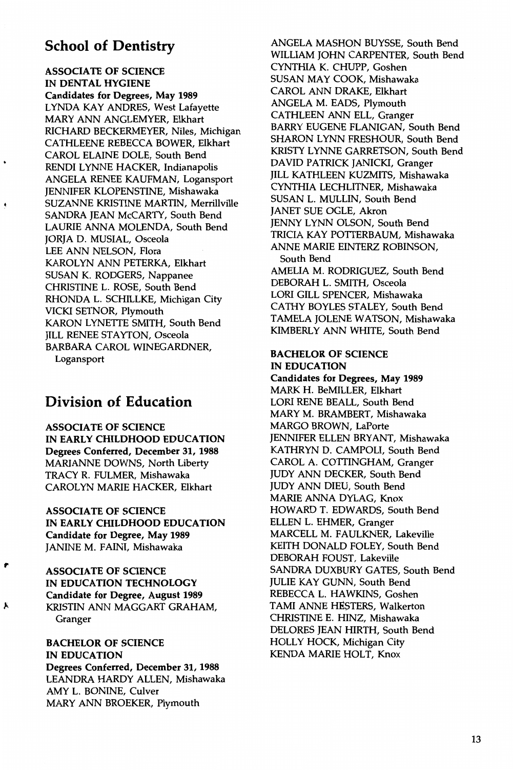## School of Dentistry

**ASSOCIATE OF SCIENCE IN DENTAL HYGIENE**
**Candidates for Degrees, May 1989**

LYNDA KAY ANDRES, West Lafayette
MARY ANN ANGLEMYER, Elkhart
RICHARD BECKERMEYER, Niles, Michigan
CATHLEENE REBECCA BOWER, Elkhart
CAROL ELAINE DOLE, South Bend
RENDI LYNNE HACKER, Indianapolis
ANGELA RENEE KAUFMAN, Logansport
JENNIFER KLOPENSTINE, Mishawaka
SUZANNE KRISTINE MARTIN, Merrillville
SANDRA JEAN McCARTY, South Bend
LAURIE ANNA MOLENDA, South Bend
JORJA D. MUSIAL, Osceola
LEE ANN NELSON, Flora
KAROLYN ANN PETERKA, Elkhart
SUSAN K. RODGERS, Nappanee
CHRISTINE L. ROSE, South Bend
RHONDA L. SCHILLKE, Michigan City
VICKI SETNOR, Plymouth
KARON LYNETTE SMITH, South Bend
JILL RENEE STAYTON, Osceola
BARBARA CAROL WINEGARDNER, Logansport

## Division of Education

**ASSOCIATE OF SCIENCE IN EARLY CHILDHOOD EDUCATION**
**Degrees Conferred, December 31, 1988**

MARIANNE DOWNS, North Liberty
TRACY R. FULMER, Mishawaka
CAROLYN MARIE HACKER, Elkhart

**ASSOCIATE OF SCIENCE IN EARLY CHILDHOOD EDUCATION**
**Candidate for Degree, May 1989**

JANINE M. FAINI, Mishawaka

**ASSOCIATE OF SCIENCE IN EDUCATION TECHNOLOGY**
**Candidate for Degree, August 1989**

KRISTIN ANN MAGGART GRAHAM, Granger

**BACHELOR OF SCIENCE IN EDUCATION**
**Degrees Conferred, December 31, 1988**

LEANDRA HARDY ALLEN, Mishawaka
AMY L. BONINE, Culver
MARY ANN BROEKER, Plymouth
ANGELA MASHON BUYSSE, South Bend
WILLIAM JOHN CARPENTER, South Bend
CYNTHIA K. CHUPP, Goshen
SUSAN MAY COOK, Mishawaka
CAROL ANN DRAKE, Elkhart
ANGELA M. EADS, Plymouth
CATHLEEN ANN ELL, Granger
BARRY EUGENE FLANIGAN, South Bend
SHARON LYNN FRESHOUR, South Bend
KRISTY LYNNE GARRETSON, South Bend
DAVID PATRICK JANICKI, Granger
JILL KATHLEEN KUZMITS, Mishawaka
CYNTHIA LECHLITNER, Mishawaka
SUSAN L. MULLIN, South Bend
JANET SUE OGLE, Akron
JENNY LYNN OLSON, South Bend
TRICIA KAY POTTERBAUM, Mishawaka
ANNE MARIE EINTERZ ROBINSON, South Bend
AMELIA M. RODRIGUEZ, South Bend
DEBORAH L. SMITH, Osceola
LORI GILL SPENCER, Mishawaka
CATHY BOYLES STALEY, South Bend
TAMELA JOLENE WATSON, Mishawaka
KIMBERLY ANN WHITE, South Bend

**BACHELOR OF SCIENCE IN EDUCATION**
**Candidates for Degrees, May 1989**

MARK H. BeMILLER, Elkhart
LORI RENE BEALL, South Bend
MARY M. BRAMBERT, Mishawaka
MARGO BROWN, LaPorte
JENNIFER ELLEN BRYANT, Mishawaka
KATHRYN D. CAMPOLI, South Bend
CAROL A. COTTINGHAM, Granger
JUDY ANN DECKER, South Bend
JUDY ANN DIEU, South Bend
MARIE ANNA DYLAG, Knox
HOWARD T. EDWARDS, South Bend
ELLEN L. EHMER, Granger
MARCELL M. FAULKNER, Lakeville
KEITH DONALD FOLEY, South Bend
DEBORAH FOUST, Lakeville
SANDRA DUXBURY GATES, South Bend
JULIE KAY GUNN, South Bend
REBECCA L. HAWKINS, Goshen
TAMI ANNE HESTERS, Walkerton
CHRISTINE E. HINZ, Mishawaka
DELORES JEAN HIRTH, South Bend
HOLLY HOCK, Michigan City
KENDA MARIE HOLT, Knox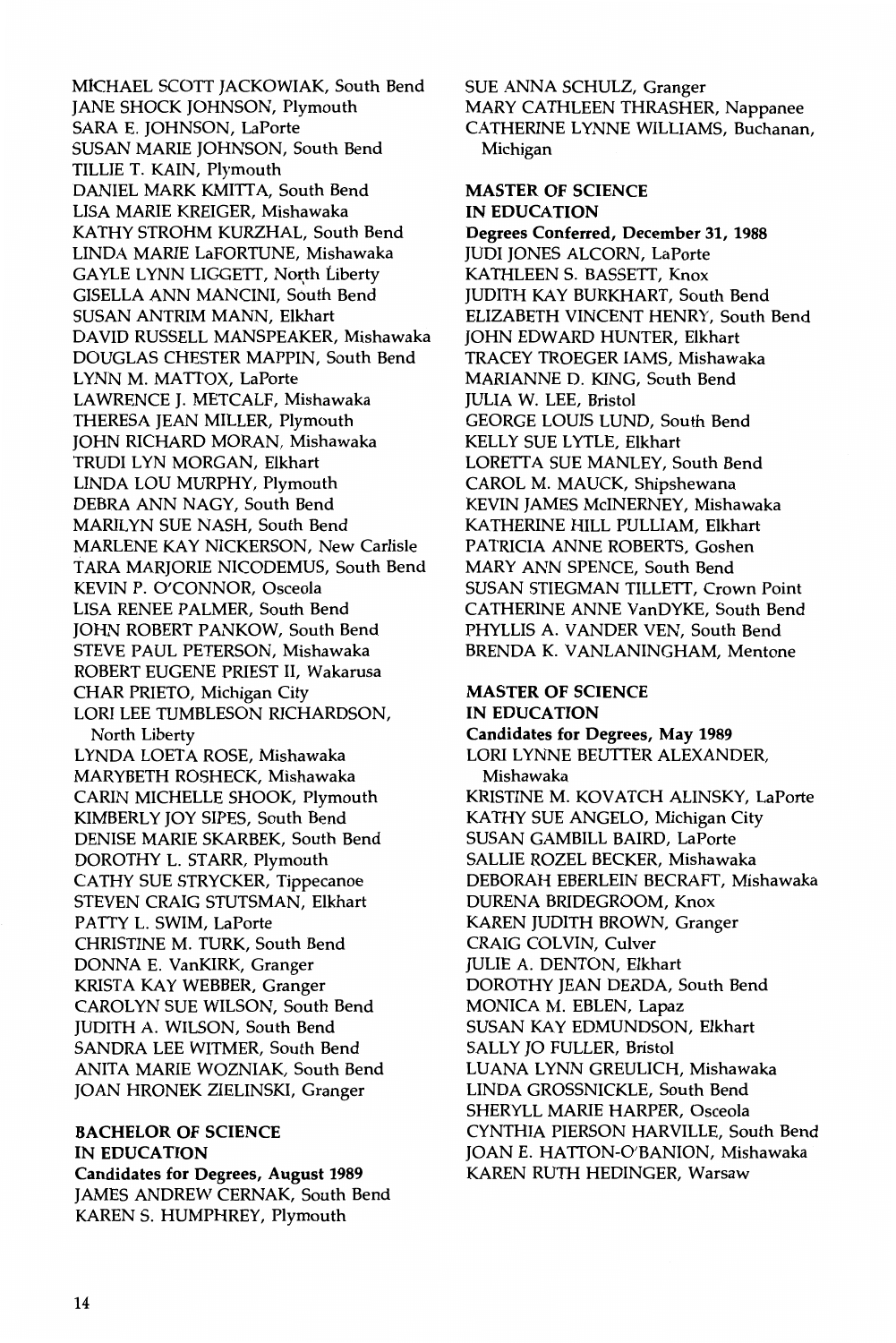MICHAEL SCOTT JACKOWIAK, South Bend
JANE SHOCK JOHNSON, Plymouth
SARA E. JOHNSON, LaPorte
SUSAN MARIE JOHNSON, South Bend
TILLIE T. KAIN, Plymouth
DANIEL MARK KMITTA, South Bend
LISA MARIE KREIGER, Mishawaka
KATHY STROHM KURZHAL, South Bend
LINDA MARIE LaFORTUNE, Mishawaka
GAYLE LYNN LIGGETT, North Liberty
GISELLA ANN MANCINI, South Bend
SUSAN ANTRIM MANN, Elkhart
DAVID RUSSELL MANSPEAKER, Mishawaka
DOUGLAS CHESTER MAPPIN, South Bend
LYNN M. MATTOX, LaPorte
LAWRENCE J. METCALF, Mishawaka
THERESA JEAN MILLER, Plymouth
JOHN RICHARD MORAN, Mishawaka
TRUDI LYN MORGAN, Elkhart
LINDA LOU MURPHY, Plymouth
DEBRA ANN NAGY, South Bend
MARILYN SUE NASH, South Bend
MARLENE KAY NICKERSON, New Carlisle
TARA MARJORIE NICODEMUS, South Bend
KEVIN P. O'CONNOR, Osceola
LISA RENEE PALMER, South Bend
JOHN ROBERT PANKOW, South Bend
STEVE PAUL PETERSON, Mishawaka
ROBERT EUGENE PRIEST II, Wakarusa
CHAR PRIETO, Michigan City
LORI LEE TUMBLESON RICHARDSON, North Liberty
LYNDA LOETA ROSE, Mishawaka
MARYBETH ROSHECK, Mishawaka
CARIN MICHELLE SHOOK, Plymouth
KIMBERLY JOY SIPES, South Bend
DENISE MARIE SKARBEK, South Bend
DOROTHY L. STARR, Plymouth
CATHY SUE STRYCKER, Tippecanoe
STEVEN CRAIG STUTSMAN, Elkhart
PATTY L. SWIM, LaPorte
CHRISTINE M. TURK, South Bend
DONNA E. VanKIRK, Granger
KRISTA KAY WEBBER, Granger
CAROLYN SUE WILSON, South Bend
JUDITH A. WILSON, South Bend
SANDRA LEE WITMER, South Bend
ANITA MARIE WOZNIAK, South Bend
JOAN HRONEK ZIELINSKI, Granger

**BACHELOR OF SCIENCE IN EDUCATION**
**Candidates for Degrees, August 1989**

JAMES ANDREW CERNAK, South Bend
KAREN S. HUMPHREY, Plymouth
SUE ANNA SCHULZ, Granger
MARY CATHLEEN THRASHER, Nappanee
CATHERINE LYNNE WILLIAMS, Buchanan, Michigan

**MASTER OF SCIENCE IN EDUCATION**
**Degrees Conferred, December 31, 1988**

JUDI JONES ALCORN, LaPorte
KATHLEEN S. BASSETT, Knox
JUDITH KAY BURKHART, South Bend
ELIZABETH VINCENT HENRY, South Bend
JOHN EDWARD HUNTER, Elkhart
TRACEY TROEGER IAMS, Mishawaka
MARIANNE D. KING, South Bend
JULIA W. LEE, Bristol
GEORGE LOUIS LUND, South Bend
KELLY SUE LYTLE, Elkhart
LORETTA SUE MANLEY, South Bend
CAROL M. MAUCK, Shipshewana
KEVIN JAMES McINERNEY, Mishawaka
KATHERINE HILL PULLIAM, Elkhart
PATRICIA ANNE ROBERTS, Goshen
MARY ANN SPENCE, South Bend
SUSAN STIEGMAN TILLETT, Crown Point
CATHERINE ANNE VanDYKE, South Bend
PHYLLIS A. VANDER VEN, South Bend
BRENDA K. VANLANINGHAM, Mentone

**MASTER OF SCIENCE IN EDUCATION**
**Candidates for Degrees, May 1989**

LORI LYNNE BEUTTER ALEXANDER, Mishawaka
KRISTINE M. KOVATCH ALINSKY, LaPorte
KATHY SUE ANGELO, Michigan City
SUSAN GAMBILL BAIRD, LaPorte
SALLIE ROZEL BECKER, Mishawaka
DEBORAH EBERLEIN BECRAFT, Mishawaka
DURENA BRIDEGROOM, Knox
KAREN JUDITH BROWN, Granger
CRAIG COLVIN, Culver
JULIE A. DENTON, Elkhart
DOROTHY JEAN DERDA, South Bend
MONICA M. EBLEN, Lapaz
SUSAN KAY EDMUNDSON, Elkhart
SALLY JO FULLER, Bristol
LUANA LYNN GREULICH, Mishawaka
LINDA GROSSNICKLE, South Bend
SHERYLL MARIE HARPER, Osceola
CYNTHIA PIERSON HARVILLE, South Bend
JOAN E. HATTON-O'BANION, Mishawaka
KAREN RUTH HEDINGER, Warsaw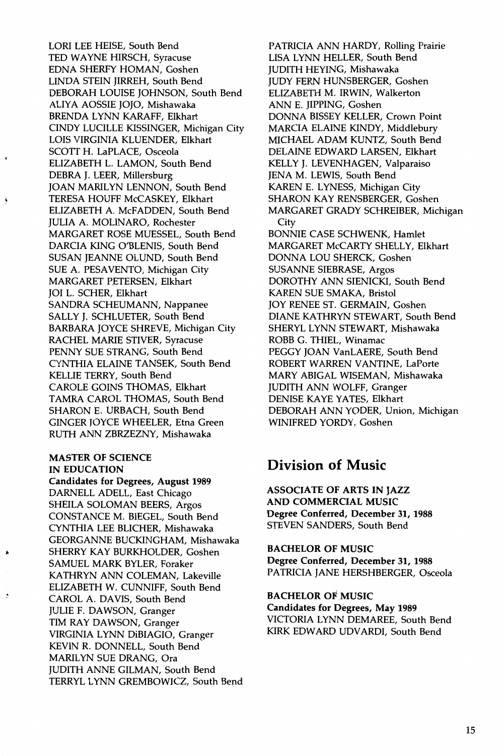LORI LEE HEISE, South Bend
TED WAYNE HIRSCH, Syracuse
EDNA SHERFY HOMAN, Goshen
LINDA STEIN JIRREH, South Bend
DEBORAH LOUISE JOHNSON, South Bend
ALIYA AOSSIE JOJO, Mishawaka
BRENDA LYNN KARAFF, Elkhart
CINDY LUCILLE KISSINGER, Michigan City
LOIS VIRGINIA KLUENDER, Elkhart
SCOTT H. LaPLACE, Osceola
ELIZABETH L. LAMON, South Bend
DEBRA J. LEER, Millersburg
JOAN MARILYN LENNON, South Bend
TERESA HOUFF McCASKEY, Elkhart
ELIZABETH A. McFADDEN, South Bend
JULIA A. MOLINARO, Rochester
MARGARET ROSE MUESSEL, South Bend
DARCIA KING O'BLENIS, South Bend
SUSAN JEANNE OLUND, South Bend
SUE A. PESAVENTO, Michigan City
MARGARET PETERSEN, Elkhart
JOI L. SCHER, Elkhart
SANDRA SCHEUMANN, Nappanee
SALLY J. SCHLUETER, South Bend
BARBARA JOYCE SHREVE, Michigan City
RACHEL MARIE STIVER, Syracuse
PENNY SUE STRANG, South Bend
CYNTHIA ELAINE TANSEK, South Bend
KELLIE TERRY, South Bend
CAROLE GOINS THOMAS, Elkhart
TAMRA CAROL THOMAS, South Bend
SHARON E. URBACH, South Bend
GINGER JOYCE WHEELER, Etna Green
RUTH ANN ZBRZEZNY, Mishawaka

**MASTER OF SCIENCE IN EDUCATION**
**Candidates for Degrees, August 1989**
DARNELL ADELL, East Chicago
SHEILA SOLOMAN BEERS, Argos
CONSTANCE M. BIEGEL, South Bend
CYNTHIA LEE BLICHER, Mishawaka
GEORGANNE BUCKINGHAM, Mishawaka
SHERRY KAY BURKHOLDER, Goshen
SAMUEL MARK BYLER, Foraker
KATHRYN ANN COLEMAN, Lakeville
ELIZABETH W. CUNNIFF, South Bend
CAROL A. DAVIS, South Bend
JULIE F. DAWSON, Granger
TIM RAY DAWSON, Granger
VIRGINIA LYNN DiBIAGIO, Granger
KEVIN R. DONNELL, South Bend
MARILYN SUE DRANG, Ora
JUDITH ANNE GILMAN, South Bend
TERRYL LYNN GREMBOWICZ, South Bend
PATRICIA ANN HARDY, Rolling Prairie
LISA LYNN HELLER, South Bend
JUDITH HEYING, Mishawaka
JUDY FERN HUNSBERGER, Goshen
ELIZABETH M. IRWIN, Walkerton
ANN E. JIPPING, Goshen
DONNA BISSEY KELLER, Crown Point
MARCIA ELAINE KINDY, Middlebury
MICHAEL ADAM KUNTZ, South Bend
DELAINE EDWARD LARSEN, Elkhart
KELLY J. LEVENHAGEN, Valparaiso
JENA M. LEWIS, South Bend
KAREN E. LYNESS, Michigan City
SHARON KAY RENSBERGER, Goshen
MARGARET GRADY SCHREIBER, Michigan City
BONNIE CASE SCHWENK, Hamlet
MARGARET McCARTY SHELLY, Elkhart
DONNA LOU SHERCK, Goshen
SUSANNE SIEBRASE, Argos
DOROTHY ANN SIENICKI, South Bend
KAREN SUE SMAKA, Bristol
JOY RENEE ST. GERMAIN, Goshen
DIANE KATHRYN STEWART, South Bend
SHERYL LYNN STEWART, Mishawaka
ROBB G. THIEL, Winamac
PEGGY JOAN VanLAERE, South Bend
ROBERT WARREN VANTINE, LaPorte
MARY ABIGAL WISEMAN, Mishawaka
JUDITH ANN WOLFF, Granger
DENISE KAYE YATES, Elkhart
DEBORAH ANN YODER, Union, Michigan
WINIFRED YORDY, Goshen

## Division of Music

**ASSOCIATE OF ARTS IN JAZZ AND COMMERCIAL MUSIC**
**Degree Conferred, December 31, 1988**
STEVEN SANDERS, South Bend

**BACHELOR OF MUSIC**
**Degree Conferred, December 31, 1988**
PATRICIA JANE HERSHBERGER, Osceola

**BACHELOR OF MUSIC**
**Candidates for Degrees, May 1989**
VICTORIA LYNN DEMAREE, South Bend
KIRK EDWARD UDVARDI, South Bend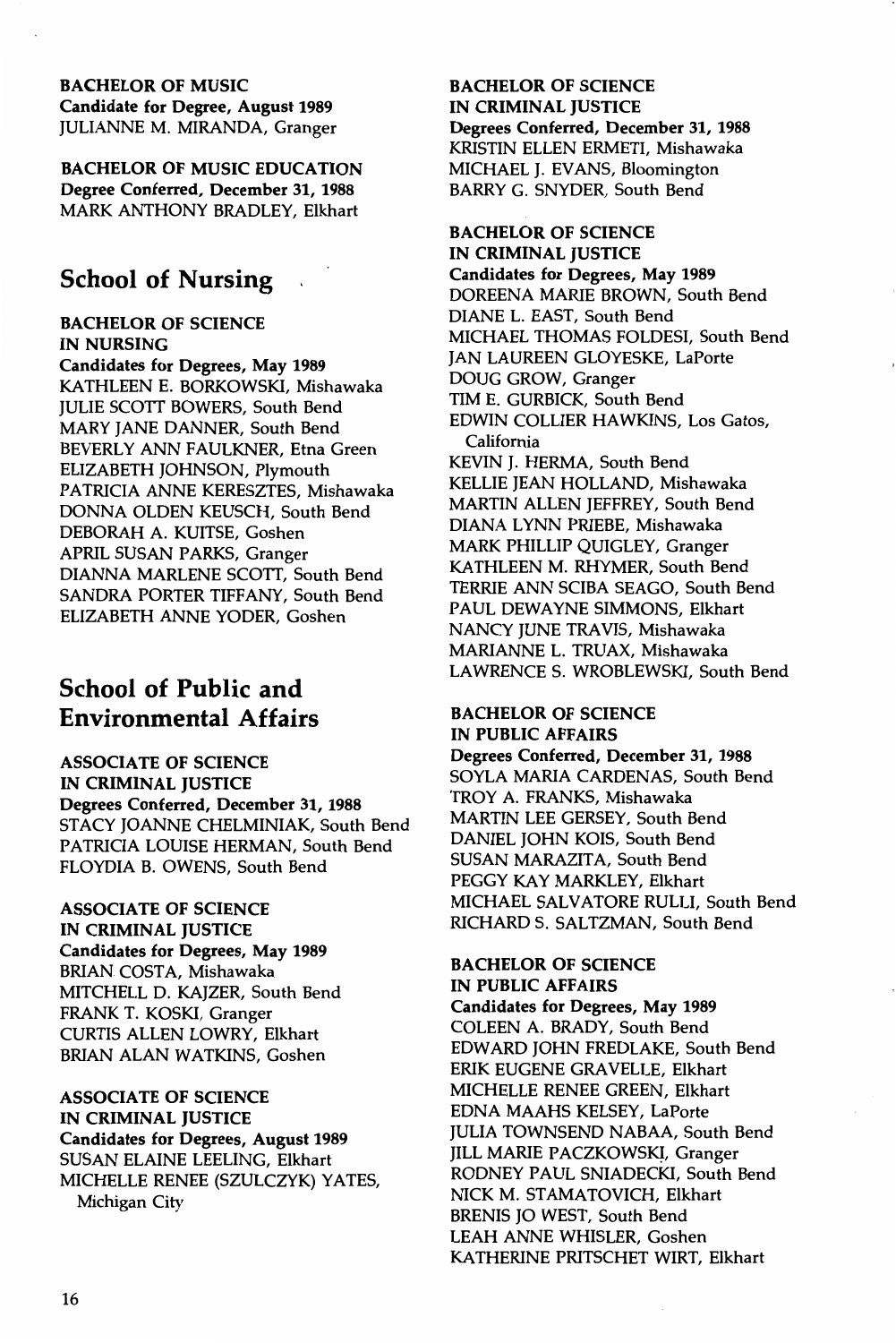**BACHELOR OF MUSIC**
**Candidate for Degree, August 1989**
JULIANNE M. MIRANDA, Granger

**BACHELOR OF MUSIC EDUCATION**
**Degree Conferred, December 31, 1988**
MARK ANTHONY BRADLEY, Elkhart

## School of Nursing

**BACHELOR OF SCIENCE IN NURSING**
**Candidates for Degrees, May 1989**
KATHLEEN E. BORKOWSKI, Mishawaka
JULIE SCOTT BOWERS, South Bend
MARY JANE DANNER, South Bend
BEVERLY ANN FAULKNER, Etna Green
ELIZABETH JOHNSON, Plymouth
PATRICIA ANNE KERESZTES, Mishawaka
DONNA OLDEN KEUSCH, South Bend
DEBORAH A. KUITSE, Goshen
APRIL SUSAN PARKS, Granger
DIANNA MARLENE SCOTT, South Bend
SANDRA PORTER TIFFANY, South Bend
ELIZABETH ANNE YODER, Goshen

## School of Public and Environmental Affairs

**ASSOCIATE OF SCIENCE IN CRIMINAL JUSTICE**
**Degrees Conferred, December 31, 1988**
STACY JOANNE CHELMINIAK, South Bend
PATRICIA LOUISE HERMAN, South Bend
FLOYDIA B. OWENS, South Bend

**ASSOCIATE OF SCIENCE IN CRIMINAL JUSTICE**
**Candidates for Degrees, May 1989**
BRIAN COSTA, Mishawaka
MITCHELL D. KAJZER, South Bend
FRANK T. KOSKI, Granger
CURTIS ALLEN LOWRY, Elkhart
BRIAN ALAN WATKINS, Goshen

**ASSOCIATE OF SCIENCE IN CRIMINAL JUSTICE**
**Candidates for Degrees, August 1989**
SUSAN ELAINE LEELING, Elkhart
MICHELLE RENEE (SZULCZYK) YATES, Michigan City

**BACHELOR OF SCIENCE IN CRIMINAL JUSTICE**
**Degrees Conferred, December 31, 1988**
KRISTIN ELLEN ERMETI, Mishawaka
MICHAEL J. EVANS, Bloomington
BARRY G. SNYDER, South Bend

**BACHELOR OF SCIENCE IN CRIMINAL JUSTICE**
**Candidates for Degrees, May 1989**
DOREENA MARIE BROWN, South Bend
DIANE L. EAST, South Bend
MICHAEL THOMAS FOLDESI, South Bend
JAN LAUREEN GLOYESKE, LaPorte
DOUG GROW, Granger
TIM E. GURBICK, South Bend
EDWIN COLLIER HAWKINS, Los Gatos, California
KEVIN J. HERMA, South Bend
KELLIE JEAN HOLLAND, Mishawaka
MARTIN ALLEN JEFFREY, South Bend
DIANA LYNN PRIEBE, Mishawaka
MARK PHILLIP QUIGLEY, Granger
KATHLEEN M. RHYMER, South Bend
TERRIE ANN SCIBA SEAGO, South Bend
PAUL DEWAYNE SIMMONS, Elkhart
NANCY JUNE TRAVIS, Mishawaka
MARIANNE L. TRUAX, Mishawaka
LAWRENCE S. WROBLEWSKI, South Bend

**BACHELOR OF SCIENCE IN PUBLIC AFFAIRS**
**Degrees Conferred, December 31, 1988**
SOYLA MARIA CARDENAS, South Bend
TROY A. FRANKS, Mishawaka
MARTIN LEE GERSEY, South Bend
DANIEL JOHN KOIS, South Bend
SUSAN MARAZITA, South Bend
PEGGY KAY MARKLEY, Elkhart
MICHAEL SALVATORE RULLI, South Bend
RICHARD S. SALTZMAN, South Bend

**BACHELOR OF SCIENCE IN PUBLIC AFFAIRS**
**Candidates for Degrees, May 1989**
COLEEN A. BRADY, South Bend
EDWARD JOHN FREDLAKE, South Bend
ERIK EUGENE GRAVELLE, Elkhart
MICHELLE RENEE GREEN, Elkhart
EDNA MAAHS KELSEY, LaPorte
JULIA TOWNSEND NABAA, South Bend
JILL MARIE PACZKOWSKI, Granger
RODNEY PAUL SNIADECKI, South Bend
NICK M. STAMATOVICH, Elkhart
BRENIS JO WEST, South Bend
LEAH ANNE WHISLER, Goshen
KATHERINE PRITSCHET WIRT, Elkhart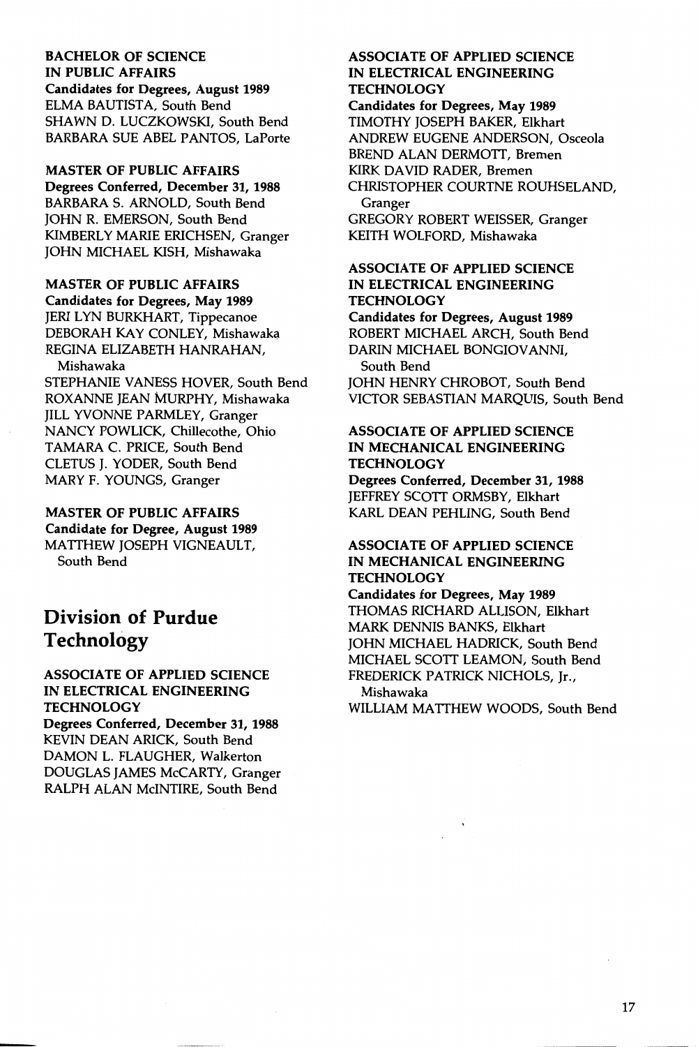**BACHELOR OF SCIENCE IN PUBLIC AFFAIRS**
**Candidates for Degrees, August 1989**
ELMA BAUTISTA, South Bend
SHAWN D. LUCZKOWSKI, South Bend
BARBARA SUE ABEL PANTOS, LaPorte

**MASTER OF PUBLIC AFFAIRS**
**Degrees Conferred, December 31, 1988**
BARBARA S. ARNOLD, South Bend
JOHN R. EMERSON, South Bend
KIMBERLY MARIE ERICHSEN, Granger
JOHN MICHAEL KISH, Mishawaka

**MASTER OF PUBLIC AFFAIRS**
**Candidates for Degrees, May 1989**
JERI LYN BURKHART, Tippecanoe
DEBORAH KAY CONLEY, Mishawaka
REGINA ELIZABETH HANRAHAN, Mishawaka
STEPHANIE VANESS HOVER, South Bend
ROXANNE JEAN MURPHY, Mishawaka
JILL YVONNE PARMLEY, Granger
NANCY POWLICK, Chillecothe, Ohio
TAMARA C. PRICE, South Bend
CLETUS J. YODER, South Bend
MARY F. YOUNGS, Granger

**MASTER OF PUBLIC AFFAIRS**
**Candidate for Degree, August 1989**
MATTHEW JOSEPH VIGNEAULT, South Bend

## Division of Purdue Technology

**ASSOCIATE OF APPLIED SCIENCE IN ELECTRICAL ENGINEERING TECHNOLOGY**
**Degrees Conferred, December 31, 1988**
KEVIN DEAN ARICK, South Bend
DAMON L. FLAUGHER, Walkerton
DOUGLAS JAMES McCARTY, Granger
RALPH ALAN McINTIRE, South Bend

**ASSOCIATE OF APPLIED SCIENCE IN ELECTRICAL ENGINEERING TECHNOLOGY**
**Candidates for Degrees, May 1989**
TIMOTHY JOSEPH BAKER, Elkhart
ANDREW EUGENE ANDERSON, Osceola
BREND ALAN DERMOTT, Bremen
KIRK DAVID RADER, Bremen
CHRISTOPHER COURTNE ROUHSELAND, Granger
GREGORY ROBERT WEISSER, Granger
KEITH WOLFORD, Mishawaka

**ASSOCIATE OF APPLIED SCIENCE IN ELECTRICAL ENGINEERING TECHNOLOGY**
**Candidates for Degrees, August 1989**
ROBERT MICHAEL ARCH, South Bend
DARIN MICHAEL BONGIOVANNI, South Bend
JOHN HENRY CHROBOT, South Bend
VICTOR SEBASTIAN MARQUIS, South Bend

**ASSOCIATE OF APPLIED SCIENCE IN MECHANICAL ENGINEERING TECHNOLOGY**
**Degrees Conferred, December 31, 1988**
JEFFREY SCOTT ORMSBY, Elkhart
KARL DEAN PEHLING, South Bend

**ASSOCIATE OF APPLIED SCIENCE IN MECHANICAL ENGINEERING TECHNOLOGY**
**Candidates for Degrees, May 1989**
THOMAS RICHARD ALLISON, Elkhart
MARK DENNIS BANKS, Elkhart
JOHN MICHAEL HADRICK, South Bend
MICHAEL SCOTT LEAMON, South Bend
FREDERICK PATRICK NICHOLS, Jr., Mishawaka
WILLIAM MATTHEW WOODS, South Bend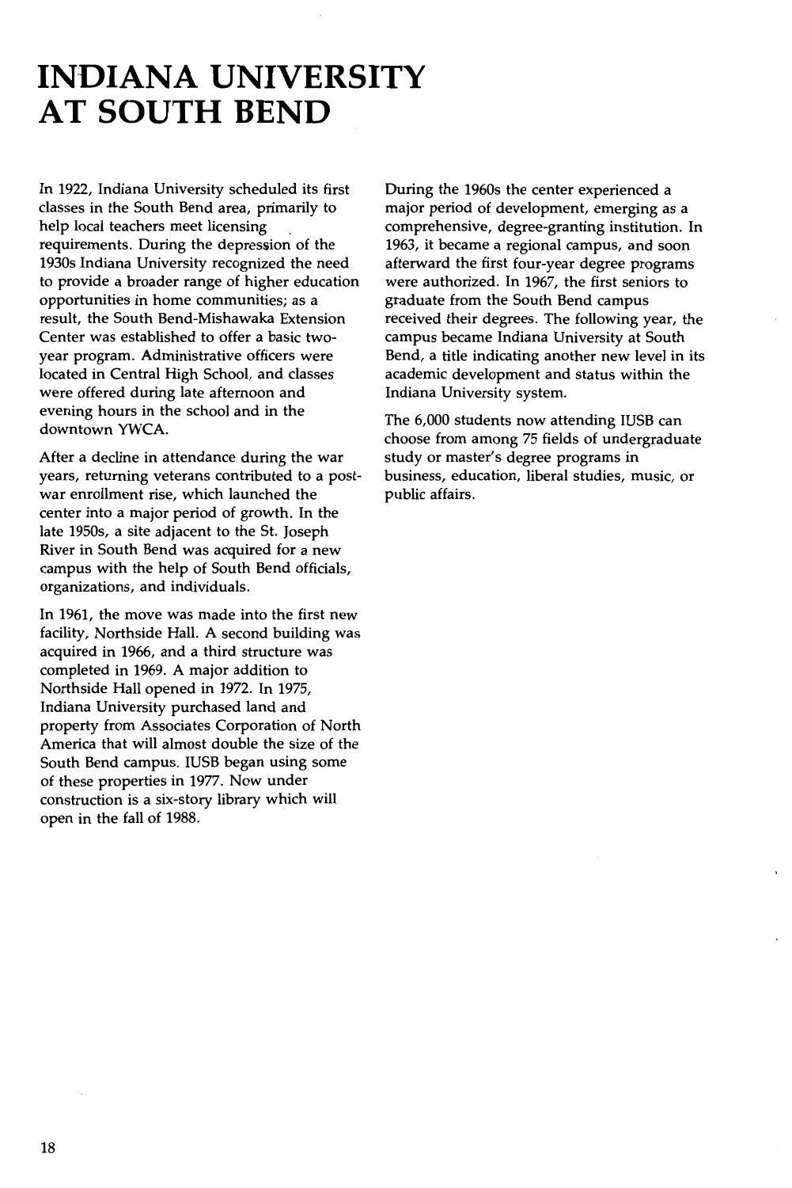# INDIANA UNIVERSITY AT SOUTH BEND

In 1922, Indiana University scheduled its first classes in the South Bend area, primarily to help local teachers meet licensing requirements. During the depression of the 1930s Indiana University recognized the need to provide a broader range of higher education opportunities in home communities; as a result, the South Bend-Mishawaka Extension Center was established to offer a basic two-year program. Administrative officers were located in Central High School, and classes were offered during late afternoon and evening hours in the school and in the downtown YWCA.

After a decline in attendance during the war years, returning veterans contributed to a post-war enrollment rise, which launched the center into a major period of growth. In the late 1950s, a site adjacent to the St. Joseph River in South Bend was acquired for a new campus with the help of South Bend officials, organizations, and individuals.

In 1961, the move was made into the first new facility, Northside Hall. A second building was acquired in 1966, and a third structure was completed in 1969. A major addition to Northside Hall opened in 1972. In 1975, Indiana University purchased land and property from Associates Corporation of North America that will almost double the size of the South Bend campus. IUSB began using some of these properties in 1977. Now under construction is a six-story library which will open in the fall of 1988.

During the 1960s the center experienced a major period of development, emerging as a comprehensive, degree-granting institution. In 1963, it became a regional campus, and soon afterward the first four-year degree programs were authorized. In 1967, the first seniors to graduate from the South Bend campus received their degrees. The following year, the campus became Indiana University at South Bend, a title indicating another new level in its academic development and status within the Indiana University system.

The 6,000 students now attending IUSB can choose from among 75 fields of undergraduate study or master's degree programs in business, education, liberal studies, music, or public affairs.